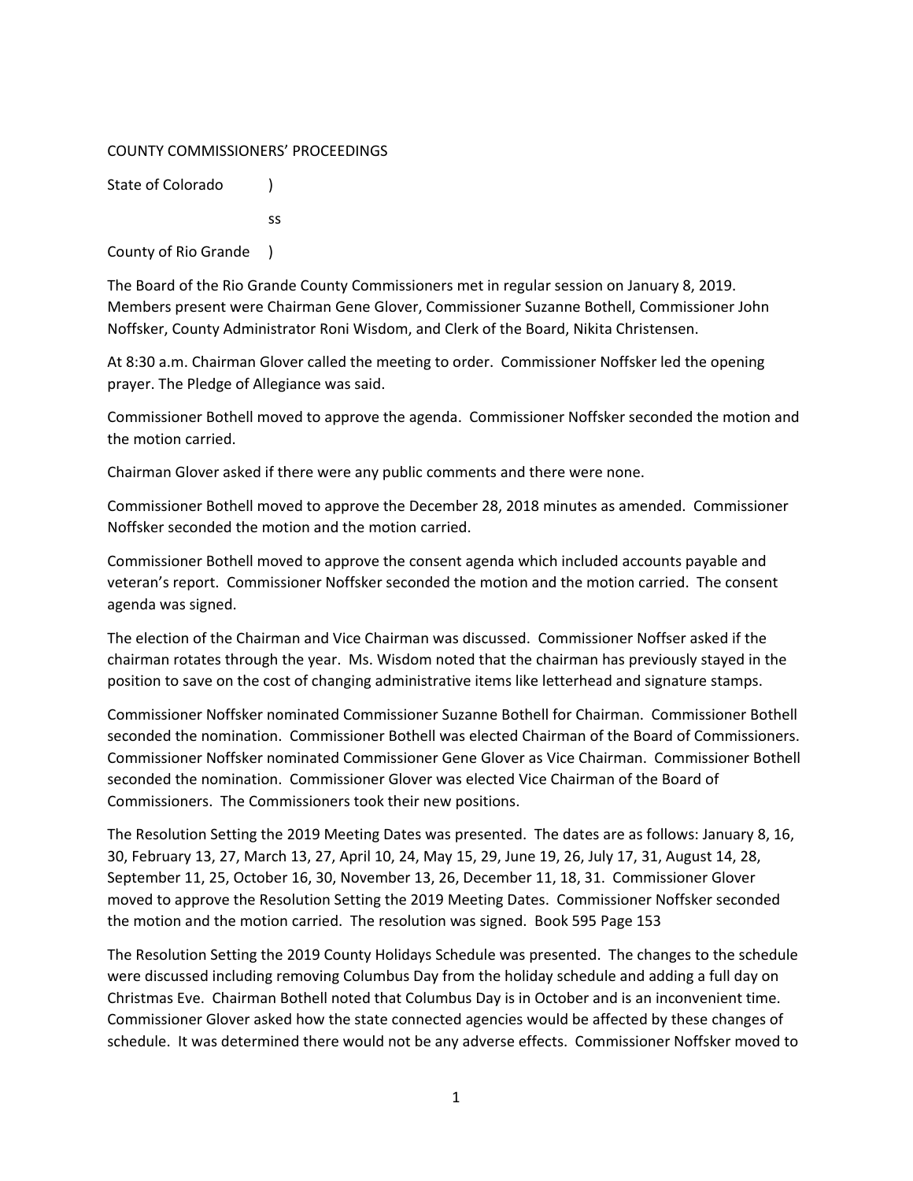COUNTY COMMISSIONERS' PROCEEDINGS

State of Colorado )

ss

County of Rio Grande )

The Board of the Rio Grande County Commissioners met in regular session on January 8, 2019. Members present were Chairman Gene Glover, Commissioner Suzanne Bothell, Commissioner John Noffsker, County Administrator Roni Wisdom, and Clerk of the Board, Nikita Christensen.

At 8:30 a.m. Chairman Glover called the meeting to order. Commissioner Noffsker led the opening prayer. The Pledge of Allegiance was said.

Commissioner Bothell moved to approve the agenda. Commissioner Noffsker seconded the motion and the motion carried.

Chairman Glover asked if there were any public comments and there were none.

Commissioner Bothell moved to approve the December 28, 2018 minutes as amended. Commissioner Noffsker seconded the motion and the motion carried.

Commissioner Bothell moved to approve the consent agenda which included accounts payable and veteran's report. Commissioner Noffsker seconded the motion and the motion carried. The consent agenda was signed.

The election of the Chairman and Vice Chairman was discussed. Commissioner Noffser asked if the chairman rotates through the year. Ms. Wisdom noted that the chairman has previously stayed in the position to save on the cost of changing administrative items like letterhead and signature stamps.

Commissioner Noffsker nominated Commissioner Suzanne Bothell for Chairman. Commissioner Bothell seconded the nomination. Commissioner Bothell was elected Chairman of the Board of Commissioners. Commissioner Noffsker nominated Commissioner Gene Glover as Vice Chairman. Commissioner Bothell seconded the nomination. Commissioner Glover was elected Vice Chairman of the Board of Commissioners. The Commissioners took their new positions.

The Resolution Setting the 2019 Meeting Dates was presented. The dates are as follows: January 8, 16, 30, February 13, 27, March 13, 27, April 10, 24, May 15, 29, June 19, 26, July 17, 31, August 14, 28, September 11, 25, October 16, 30, November 13, 26, December 11, 18, 31. Commissioner Glover moved to approve the Resolution Setting the 2019 Meeting Dates. Commissioner Noffsker seconded the motion and the motion carried. The resolution was signed. Book 595 Page 153

The Resolution Setting the 2019 County Holidays Schedule was presented. The changes to the schedule were discussed including removing Columbus Day from the holiday schedule and adding a full day on Christmas Eve. Chairman Bothell noted that Columbus Day is in October and is an inconvenient time. Commissioner Glover asked how the state connected agencies would be affected by these changes of schedule. It was determined there would not be any adverse effects. Commissioner Noffsker moved to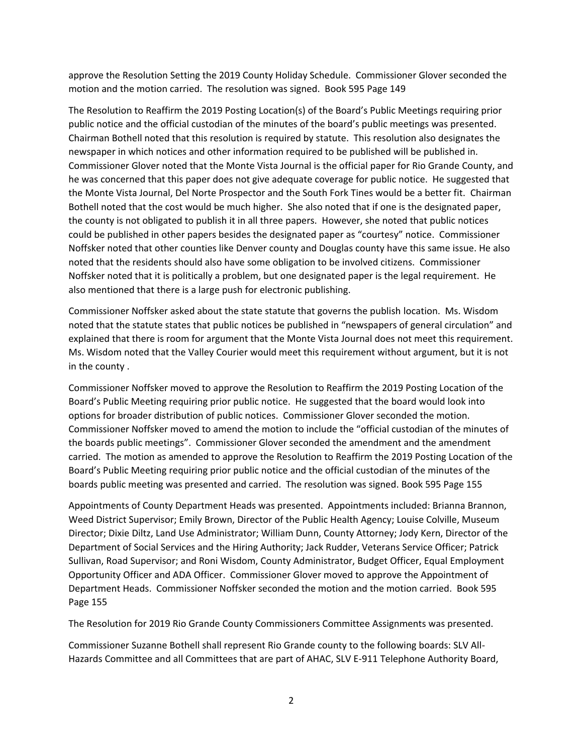approve the Resolution Setting the 2019 County Holiday Schedule. Commissioner Glover seconded the motion and the motion carried. The resolution was signed. Book 595 Page 149

The Resolution to Reaffirm the 2019 Posting Location(s) of the Board's Public Meetings requiring prior public notice and the official custodian of the minutes of the board's public meetings was presented. Chairman Bothell noted that this resolution is required by statute. This resolution also designates the newspaper in which notices and other information required to be published will be published in. Commissioner Glover noted that the Monte Vista Journal is the official paper for Rio Grande County, and he was concerned that this paper does not give adequate coverage for public notice. He suggested that the Monte Vista Journal, Del Norte Prospector and the South Fork Tines would be a better fit. Chairman Bothell noted that the cost would be much higher. She also noted that if one is the designated paper, the county is not obligated to publish it in all three papers. However, she noted that public notices could be published in other papers besides the designated paper as "courtesy" notice. Commissioner Noffsker noted that other counties like Denver county and Douglas county have this same issue. He also noted that the residents should also have some obligation to be involved citizens. Commissioner Noffsker noted that it is politically a problem, but one designated paper is the legal requirement. He also mentioned that there is a large push for electronic publishing.

Commissioner Noffsker asked about the state statute that governs the publish location. Ms. Wisdom noted that the statute states that public notices be published in "newspapers of general circulation" and explained that there is room for argument that the Monte Vista Journal does not meet this requirement. Ms. Wisdom noted that the Valley Courier would meet this requirement without argument, but it is not in the county .

Commissioner Noffsker moved to approve the Resolution to Reaffirm the 2019 Posting Location of the Board's Public Meeting requiring prior public notice. He suggested that the board would look into options for broader distribution of public notices. Commissioner Glover seconded the motion. Commissioner Noffsker moved to amend the motion to include the "official custodian of the minutes of the boards public meetings". Commissioner Glover seconded the amendment and the amendment carried. The motion as amended to approve the Resolution to Reaffirm the 2019 Posting Location of the Board's Public Meeting requiring prior public notice and the official custodian of the minutes of the boards public meeting was presented and carried. The resolution was signed. Book 595 Page 155

Appointments of County Department Heads was presented. Appointments included: Brianna Brannon, Weed District Supervisor; Emily Brown, Director of the Public Health Agency; Louise Colville, Museum Director; Dixie Diltz, Land Use Administrator; William Dunn, County Attorney; Jody Kern, Director of the Department of Social Services and the Hiring Authority; Jack Rudder, Veterans Service Officer; Patrick Sullivan, Road Supervisor; and Roni Wisdom, County Administrator, Budget Officer, Equal Employment Opportunity Officer and ADA Officer. Commissioner Glover moved to approve the Appointment of Department Heads. Commissioner Noffsker seconded the motion and the motion carried. Book 595 Page 155

The Resolution for 2019 Rio Grande County Commissioners Committee Assignments was presented.

Commissioner Suzanne Bothell shall represent Rio Grande county to the following boards: SLV All-Hazards Committee and all Committees that are part of AHAC, SLV E-911 Telephone Authority Board,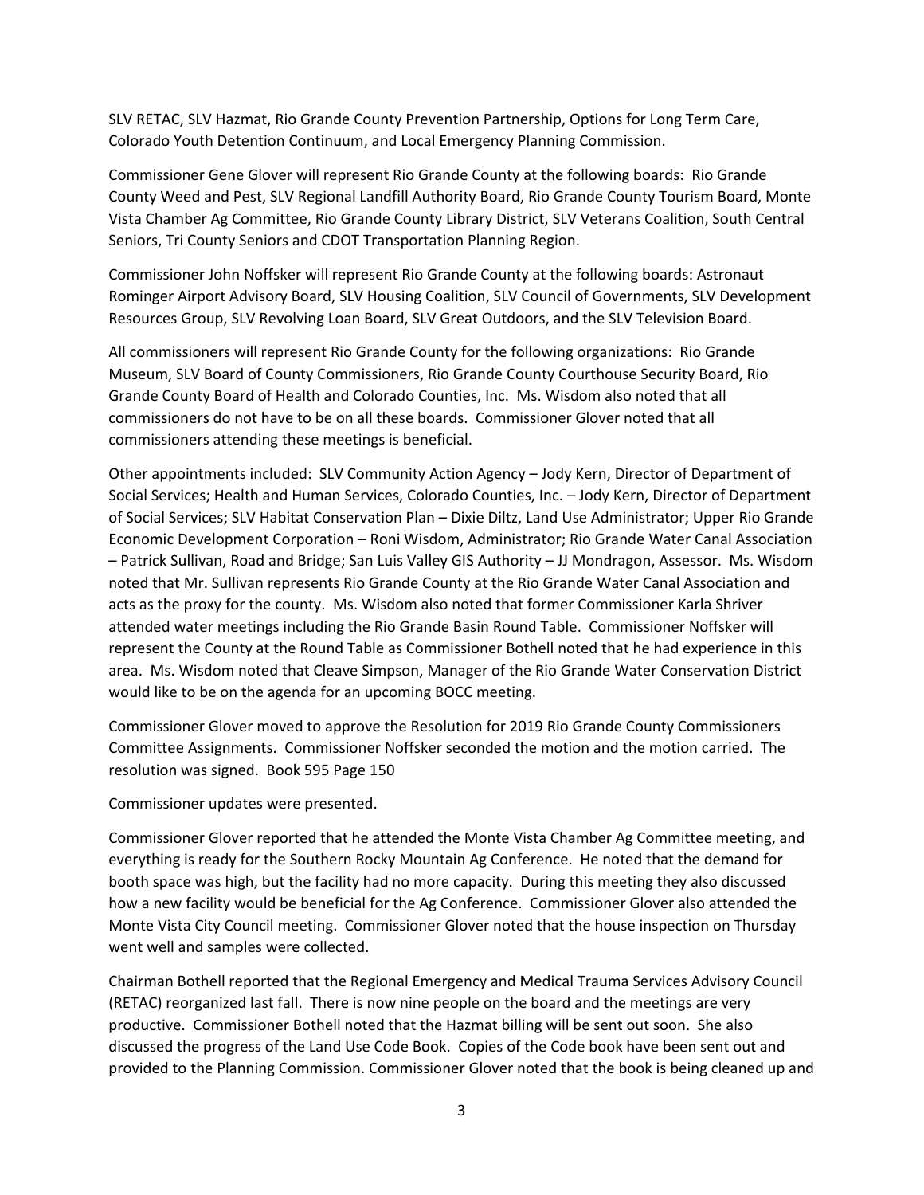SLV RETAC, SLV Hazmat, Rio Grande County Prevention Partnership, Options for Long Term Care, Colorado Youth Detention Continuum, and Local Emergency Planning Commission.

Commissioner Gene Glover will represent Rio Grande County at the following boards: Rio Grande County Weed and Pest, SLV Regional Landfill Authority Board, Rio Grande County Tourism Board, Monte Vista Chamber Ag Committee, Rio Grande County Library District, SLV Veterans Coalition, South Central Seniors, Tri County Seniors and CDOT Transportation Planning Region.

Commissioner John Noffsker will represent Rio Grande County at the following boards: Astronaut Rominger Airport Advisory Board, SLV Housing Coalition, SLV Council of Governments, SLV Development Resources Group, SLV Revolving Loan Board, SLV Great Outdoors, and the SLV Television Board.

All commissioners will represent Rio Grande County for the following organizations: Rio Grande Museum, SLV Board of County Commissioners, Rio Grande County Courthouse Security Board, Rio Grande County Board of Health and Colorado Counties, Inc. Ms. Wisdom also noted that all commissioners do not have to be on all these boards. Commissioner Glover noted that all commissioners attending these meetings is beneficial.

Other appointments included: SLV Community Action Agency – Jody Kern, Director of Department of Social Services; Health and Human Services, Colorado Counties, Inc. – Jody Kern, Director of Department of Social Services; SLV Habitat Conservation Plan – Dixie Diltz, Land Use Administrator; Upper Rio Grande Economic Development Corporation – Roni Wisdom, Administrator; Rio Grande Water Canal Association – Patrick Sullivan, Road and Bridge; San Luis Valley GIS Authority – JJ Mondragon, Assessor. Ms. Wisdom noted that Mr. Sullivan represents Rio Grande County at the Rio Grande Water Canal Association and acts as the proxy for the county. Ms. Wisdom also noted that former Commissioner Karla Shriver attended water meetings including the Rio Grande Basin Round Table. Commissioner Noffsker will represent the County at the Round Table as Commissioner Bothell noted that he had experience in this area. Ms. Wisdom noted that Cleave Simpson, Manager of the Rio Grande Water Conservation District would like to be on the agenda for an upcoming BOCC meeting.

Commissioner Glover moved to approve the Resolution for 2019 Rio Grande County Commissioners Committee Assignments. Commissioner Noffsker seconded the motion and the motion carried. The resolution was signed. Book 595 Page 150

Commissioner updates were presented.

Commissioner Glover reported that he attended the Monte Vista Chamber Ag Committee meeting, and everything is ready for the Southern Rocky Mountain Ag Conference. He noted that the demand for booth space was high, but the facility had no more capacity. During this meeting they also discussed how a new facility would be beneficial for the Ag Conference. Commissioner Glover also attended the Monte Vista City Council meeting. Commissioner Glover noted that the house inspection on Thursday went well and samples were collected.

Chairman Bothell reported that the Regional Emergency and Medical Trauma Services Advisory Council (RETAC) reorganized last fall. There is now nine people on the board and the meetings are very productive. Commissioner Bothell noted that the Hazmat billing will be sent out soon. She also discussed the progress of the Land Use Code Book. Copies of the Code book have been sent out and provided to the Planning Commission. Commissioner Glover noted that the book is being cleaned up and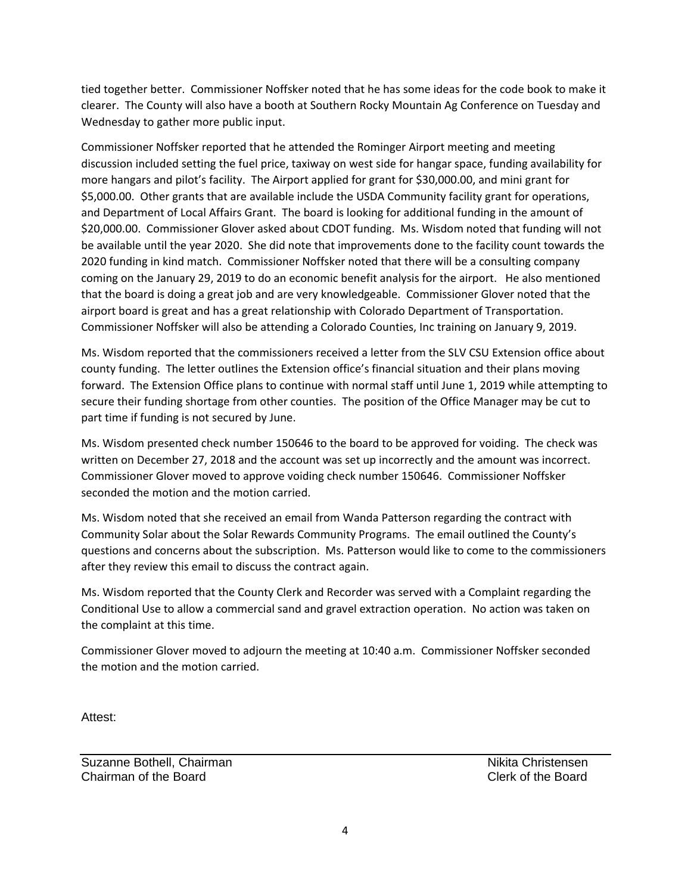tied together better. Commissioner Noffsker noted that he has some ideas for the code book to make it clearer. The County will also have a booth at Southern Rocky Mountain Ag Conference on Tuesday and Wednesday to gather more public input.

Commissioner Noffsker reported that he attended the Rominger Airport meeting and meeting discussion included setting the fuel price, taxiway on west side for hangar space, funding availability for more hangars and pilot's facility. The Airport applied for grant for $30,000.00, and mini grant for $5,000.00. Other grants that are available include the USDA Community facility grant for operations, and Department of Local Affairs Grant. The board is looking for additional funding in the amount of $20,000.00. Commissioner Glover asked about CDOT funding. Ms. Wisdom noted that funding will not be available until the year 2020. She did note that improvements done to the facility count towards the 2020 funding in kind match. Commissioner Noffsker noted that there will be a consulting company coming on the January 29, 2019 to do an economic benefit analysis for the airport. He also mentioned that the board is doing a great job and are very knowledgeable. Commissioner Glover noted that the airport board is great and has a great relationship with Colorado Department of Transportation. Commissioner Noffsker will also be attending a Colorado Counties, Inc training on January 9, 2019.

Ms. Wisdom reported that the commissioners received a letter from the SLV CSU Extension office about county funding. The letter outlines the Extension office's financial situation and their plans moving forward. The Extension Office plans to continue with normal staff until June 1, 2019 while attempting to secure their funding shortage from other counties. The position of the Office Manager may be cut to part time if funding is not secured by June.

Ms. Wisdom presented check number 150646 to the board to be approved for voiding. The check was written on December 27, 2018 and the account was set up incorrectly and the amount was incorrect. Commissioner Glover moved to approve voiding check number 150646. Commissioner Noffsker seconded the motion and the motion carried.

Ms. Wisdom noted that she received an email from Wanda Patterson regarding the contract with Community Solar about the Solar Rewards Community Programs. The email outlined the County's questions and concerns about the subscription. Ms. Patterson would like to come to the commissioners after they review this email to discuss the contract again.

Ms. Wisdom reported that the County Clerk and Recorder was served with a Complaint regarding the Conditional Use to allow a commercial sand and gravel extraction operation. No action was taken on the complaint at this time.

Commissioner Glover moved to adjourn the meeting at 10:40 a.m. Commissioner Noffsker seconded the motion and the motion carried.

Attest:

Suzanne Bothell, Chairman
Chairman of the Board

Nikita Christensen
Clerk of the Board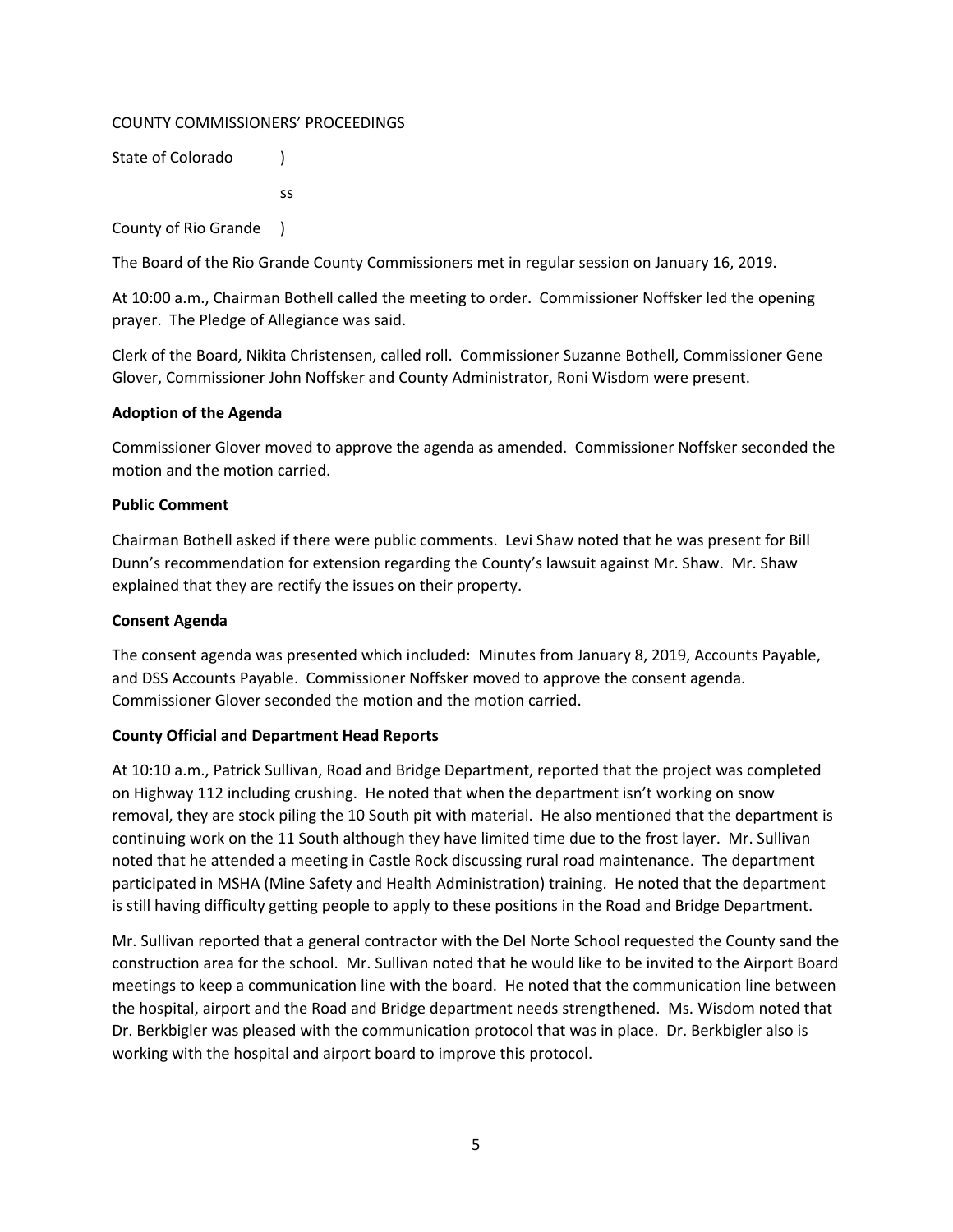COUNTY COMMISSIONERS' PROCEEDINGS

State of Colorado )

ss

County of Rio Grande )

The Board of the Rio Grande County Commissioners met in regular session on January 16, 2019.

At 10:00 a.m., Chairman Bothell called the meeting to order. Commissioner Noffsker led the opening prayer. The Pledge of Allegiance was said.

Clerk of the Board, Nikita Christensen, called roll. Commissioner Suzanne Bothell, Commissioner Gene Glover, Commissioner John Noffsker and County Administrator, Roni Wisdom were present.

**Adoption of the Agenda**

Commissioner Glover moved to approve the agenda as amended. Commissioner Noffsker seconded the motion and the motion carried.

**Public Comment**

Chairman Bothell asked if there were public comments. Levi Shaw noted that he was present for Bill Dunn's recommendation for extension regarding the County's lawsuit against Mr. Shaw. Mr. Shaw explained that they are rectify the issues on their property.

**Consent Agenda**

The consent agenda was presented which included: Minutes from January 8, 2019, Accounts Payable, and DSS Accounts Payable. Commissioner Noffsker moved to approve the consent agenda. Commissioner Glover seconded the motion and the motion carried.

**County Official and Department Head Reports**

At 10:10 a.m., Patrick Sullivan, Road and Bridge Department, reported that the project was completed on Highway 112 including crushing. He noted that when the department isn't working on snow removal, they are stock piling the 10 South pit with material. He also mentioned that the department is continuing work on the 11 South although they have limited time due to the frost layer. Mr. Sullivan noted that he attended a meeting in Castle Rock discussing rural road maintenance. The department participated in MSHA (Mine Safety and Health Administration) training. He noted that the department is still having difficulty getting people to apply to these positions in the Road and Bridge Department.

Mr. Sullivan reported that a general contractor with the Del Norte School requested the County sand the construction area for the school. Mr. Sullivan noted that he would like to be invited to the Airport Board meetings to keep a communication line with the board. He noted that the communication line between the hospital, airport and the Road and Bridge department needs strengthened. Ms. Wisdom noted that Dr. Berkbigler was pleased with the communication protocol that was in place. Dr. Berkbigler also is working with the hospital and airport board to improve this protocol.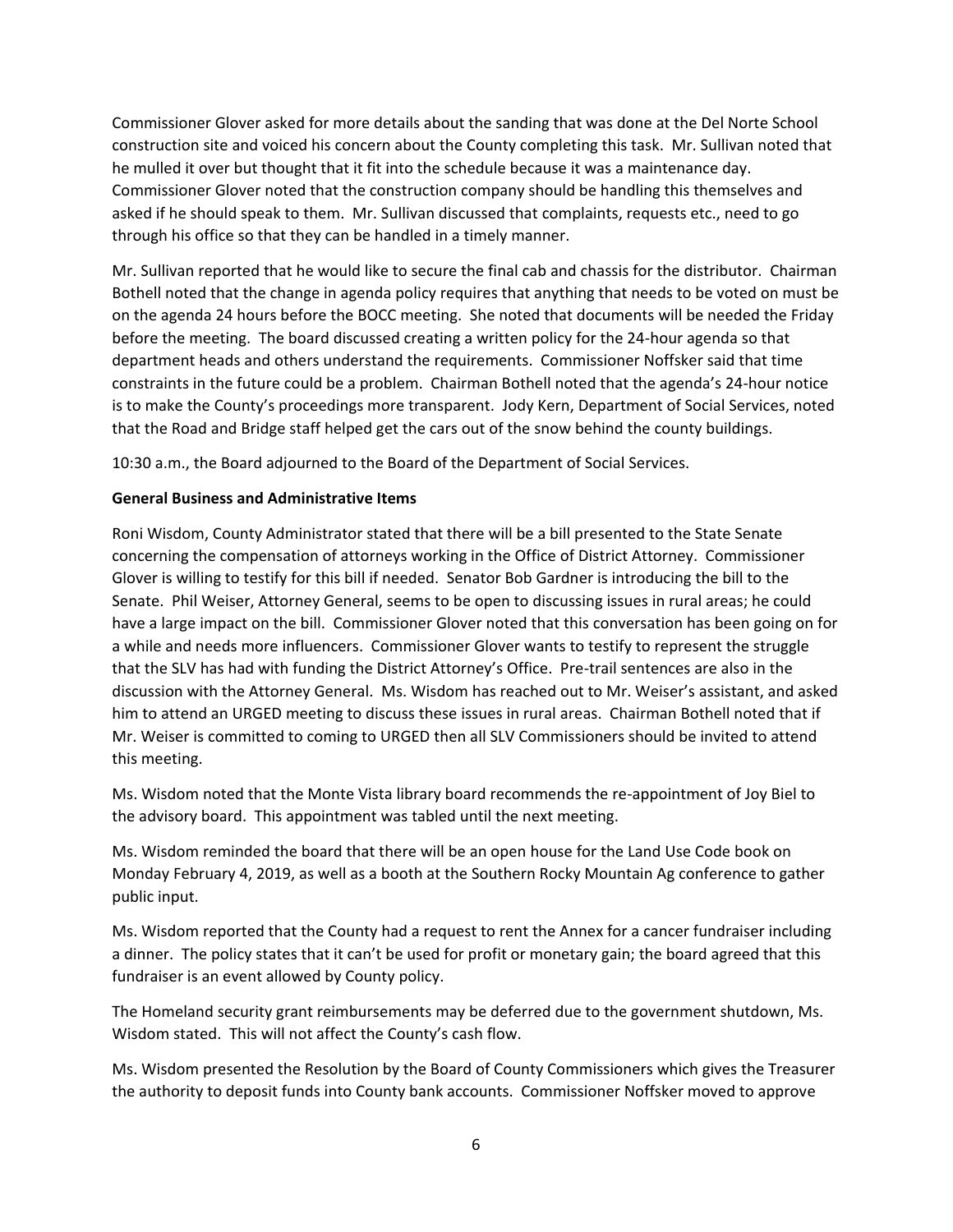Commissioner Glover asked for more details about the sanding that was done at the Del Norte School construction site and voiced his concern about the County completing this task. Mr. Sullivan noted that he mulled it over but thought that it fit into the schedule because it was a maintenance day. Commissioner Glover noted that the construction company should be handling this themselves and asked if he should speak to them. Mr. Sullivan discussed that complaints, requests etc., need to go through his office so that they can be handled in a timely manner.

Mr. Sullivan reported that he would like to secure the final cab and chassis for the distributor. Chairman Bothell noted that the change in agenda policy requires that anything that needs to be voted on must be on the agenda 24 hours before the BOCC meeting. She noted that documents will be needed the Friday before the meeting. The board discussed creating a written policy for the 24-hour agenda so that department heads and others understand the requirements. Commissioner Noffsker said that time constraints in the future could be a problem. Chairman Bothell noted that the agenda's 24-hour notice is to make the County's proceedings more transparent. Jody Kern, Department of Social Services, noted that the Road and Bridge staff helped get the cars out of the snow behind the county buildings.

10:30 a.m., the Board adjourned to the Board of the Department of Social Services.

**General Business and Administrative Items**

Roni Wisdom, County Administrator stated that there will be a bill presented to the State Senate concerning the compensation of attorneys working in the Office of District Attorney. Commissioner Glover is willing to testify for this bill if needed. Senator Bob Gardner is introducing the bill to the Senate. Phil Weiser, Attorney General, seems to be open to discussing issues in rural areas; he could have a large impact on the bill. Commissioner Glover noted that this conversation has been going on for a while and needs more influencers. Commissioner Glover wants to testify to represent the struggle that the SLV has had with funding the District Attorney's Office. Pre-trail sentences are also in the discussion with the Attorney General. Ms. Wisdom has reached out to Mr. Weiser's assistant, and asked him to attend an URGED meeting to discuss these issues in rural areas. Chairman Bothell noted that if Mr. Weiser is committed to coming to URGED then all SLV Commissioners should be invited to attend this meeting.

Ms. Wisdom noted that the Monte Vista library board recommends the re-appointment of Joy Biel to the advisory board. This appointment was tabled until the next meeting.

Ms. Wisdom reminded the board that there will be an open house for the Land Use Code book on Monday February 4, 2019, as well as a booth at the Southern Rocky Mountain Ag conference to gather public input.

Ms. Wisdom reported that the County had a request to rent the Annex for a cancer fundraiser including a dinner. The policy states that it can't be used for profit or monetary gain; the board agreed that this fundraiser is an event allowed by County policy.

The Homeland security grant reimbursements may be deferred due to the government shutdown, Ms. Wisdom stated. This will not affect the County's cash flow.

Ms. Wisdom presented the Resolution by the Board of County Commissioners which gives the Treasurer the authority to deposit funds into County bank accounts. Commissioner Noffsker moved to approve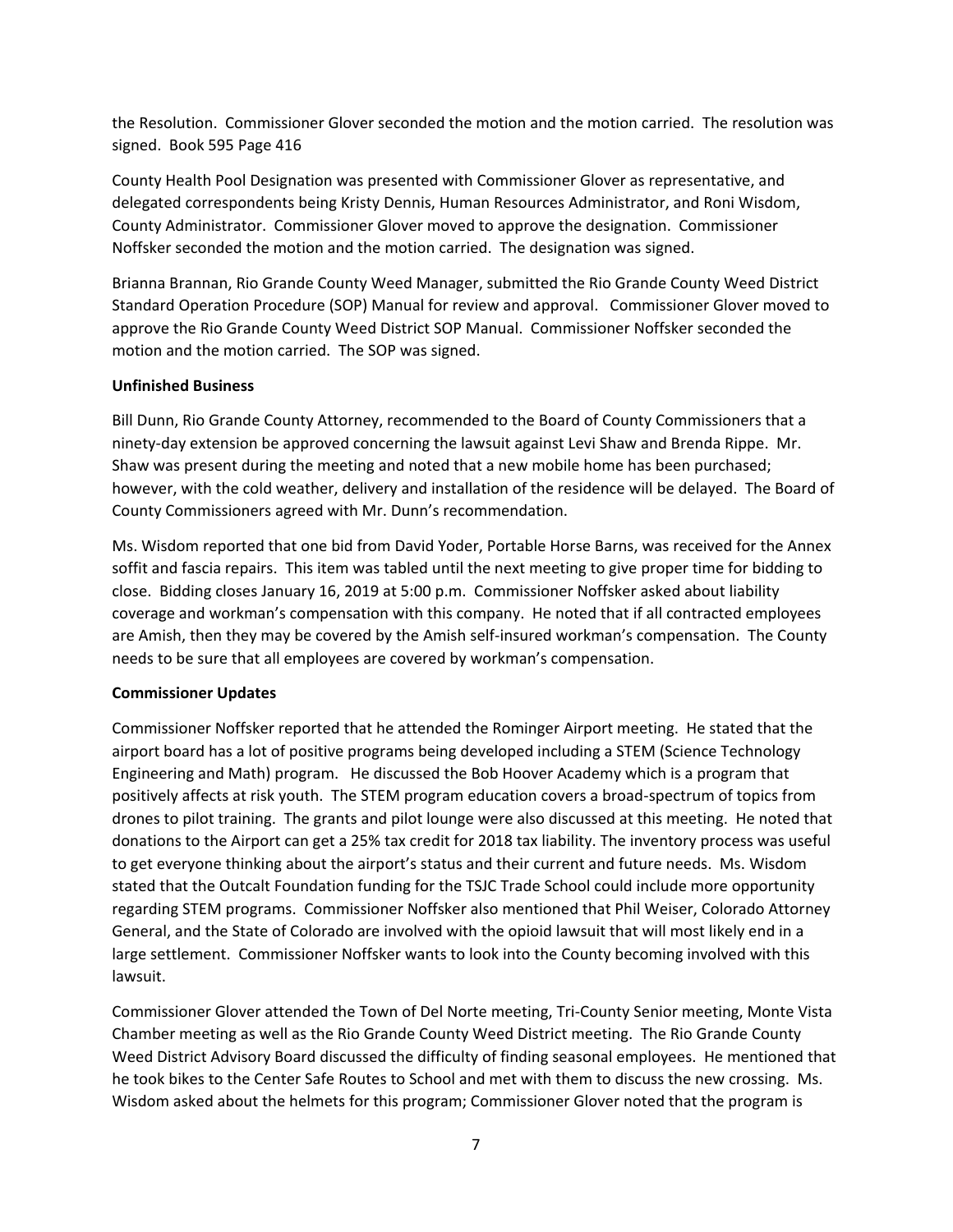the Resolution. Commissioner Glover seconded the motion and the motion carried. The resolution was signed. Book 595 Page 416

County Health Pool Designation was presented with Commissioner Glover as representative, and delegated correspondents being Kristy Dennis, Human Resources Administrator, and Roni Wisdom, County Administrator. Commissioner Glover moved to approve the designation. Commissioner Noffsker seconded the motion and the motion carried. The designation was signed.

Brianna Brannan, Rio Grande County Weed Manager, submitted the Rio Grande County Weed District Standard Operation Procedure (SOP) Manual for review and approval. Commissioner Glover moved to approve the Rio Grande County Weed District SOP Manual. Commissioner Noffsker seconded the motion and the motion carried. The SOP was signed.

**Unfinished Business**

Bill Dunn, Rio Grande County Attorney, recommended to the Board of County Commissioners that a ninety-day extension be approved concerning the lawsuit against Levi Shaw and Brenda Rippe. Mr. Shaw was present during the meeting and noted that a new mobile home has been purchased; however, with the cold weather, delivery and installation of the residence will be delayed. The Board of County Commissioners agreed with Mr. Dunn's recommendation.

Ms. Wisdom reported that one bid from David Yoder, Portable Horse Barns, was received for the Annex soffit and fascia repairs. This item was tabled until the next meeting to give proper time for bidding to close. Bidding closes January 16, 2019 at 5:00 p.m. Commissioner Noffsker asked about liability coverage and workman's compensation with this company. He noted that if all contracted employees are Amish, then they may be covered by the Amish self-insured workman's compensation. The County needs to be sure that all employees are covered by workman's compensation.

**Commissioner Updates**

Commissioner Noffsker reported that he attended the Rominger Airport meeting. He stated that the airport board has a lot of positive programs being developed including a STEM (Science Technology Engineering and Math) program. He discussed the Bob Hoover Academy which is a program that positively affects at risk youth. The STEM program education covers a broad-spectrum of topics from drones to pilot training. The grants and pilot lounge were also discussed at this meeting. He noted that donations to the Airport can get a 25% tax credit for 2018 tax liability. The inventory process was useful to get everyone thinking about the airport's status and their current and future needs. Ms. Wisdom stated that the Outcalt Foundation funding for the TSJC Trade School could include more opportunity regarding STEM programs. Commissioner Noffsker also mentioned that Phil Weiser, Colorado Attorney General, and the State of Colorado are involved with the opioid lawsuit that will most likely end in a large settlement. Commissioner Noffsker wants to look into the County becoming involved with this lawsuit.

Commissioner Glover attended the Town of Del Norte meeting, Tri-County Senior meeting, Monte Vista Chamber meeting as well as the Rio Grande County Weed District meeting. The Rio Grande County Weed District Advisory Board discussed the difficulty of finding seasonal employees. He mentioned that he took bikes to the Center Safe Routes to School and met with them to discuss the new crossing. Ms. Wisdom asked about the helmets for this program; Commissioner Glover noted that the program is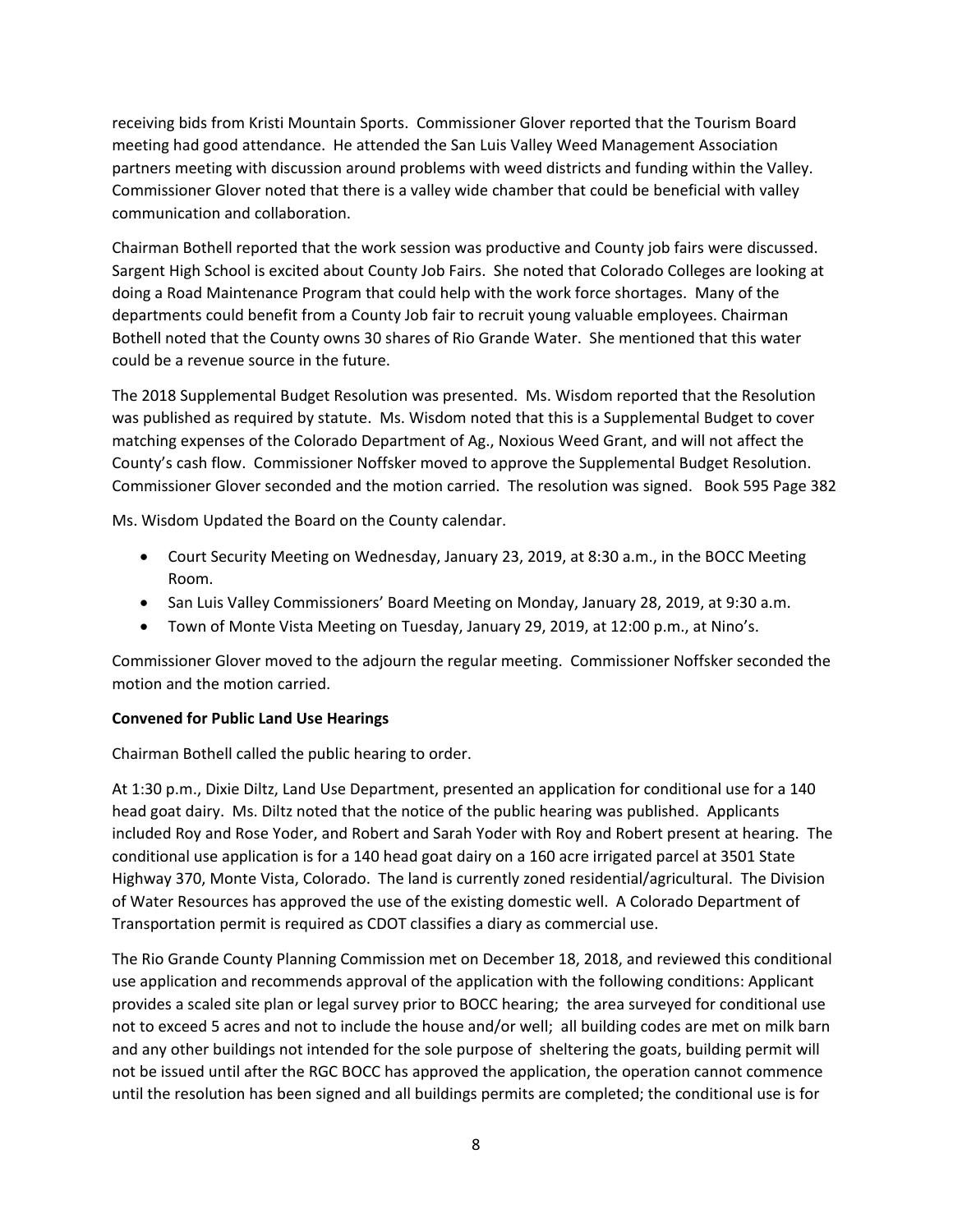receiving bids from Kristi Mountain Sports. Commissioner Glover reported that the Tourism Board meeting had good attendance. He attended the San Luis Valley Weed Management Association partners meeting with discussion around problems with weed districts and funding within the Valley. Commissioner Glover noted that there is a valley wide chamber that could be beneficial with valley communication and collaboration.

Chairman Bothell reported that the work session was productive and County job fairs were discussed. Sargent High School is excited about County Job Fairs. She noted that Colorado Colleges are looking at doing a Road Maintenance Program that could help with the work force shortages. Many of the departments could benefit from a County Job fair to recruit young valuable employees. Chairman Bothell noted that the County owns 30 shares of Rio Grande Water. She mentioned that this water could be a revenue source in the future.

The 2018 Supplemental Budget Resolution was presented. Ms. Wisdom reported that the Resolution was published as required by statute. Ms. Wisdom noted that this is a Supplemental Budget to cover matching expenses of the Colorado Department of Ag., Noxious Weed Grant, and will not affect the County's cash flow. Commissioner Noffsker moved to approve the Supplemental Budget Resolution. Commissioner Glover seconded and the motion carried. The resolution was signed. Book 595 Page 382

Ms. Wisdom Updated the Board on the County calendar.

- Court Security Meeting on Wednesday, January 23, 2019, at 8:30 a.m., in the BOCC Meeting Room.
- San Luis Valley Commissioners' Board Meeting on Monday, January 28, 2019, at 9:30 a.m.
- Town of Monte Vista Meeting on Tuesday, January 29, 2019, at 12:00 p.m., at Nino's.

Commissioner Glover moved to the adjourn the regular meeting. Commissioner Noffsker seconded the motion and the motion carried.

**Convened for Public Land Use Hearings**

Chairman Bothell called the public hearing to order.

At 1:30 p.m., Dixie Diltz, Land Use Department, presented an application for conditional use for a 140 head goat dairy. Ms. Diltz noted that the notice of the public hearing was published. Applicants included Roy and Rose Yoder, and Robert and Sarah Yoder with Roy and Robert present at hearing. The conditional use application is for a 140 head goat dairy on a 160 acre irrigated parcel at 3501 State Highway 370, Monte Vista, Colorado. The land is currently zoned residential/agricultural. The Division of Water Resources has approved the use of the existing domestic well. A Colorado Department of Transportation permit is required as CDOT classifies a diary as commercial use.

The Rio Grande County Planning Commission met on December 18, 2018, and reviewed this conditional use application and recommends approval of the application with the following conditions: Applicant provides a scaled site plan or legal survey prior to BOCC hearing; the area surveyed for conditional use not to exceed 5 acres and not to include the house and/or well; all building codes are met on milk barn and any other buildings not intended for the sole purpose of sheltering the goats, building permit will not be issued until after the RGC BOCC has approved the application, the operation cannot commence until the resolution has been signed and all buildings permits are completed; the conditional use is for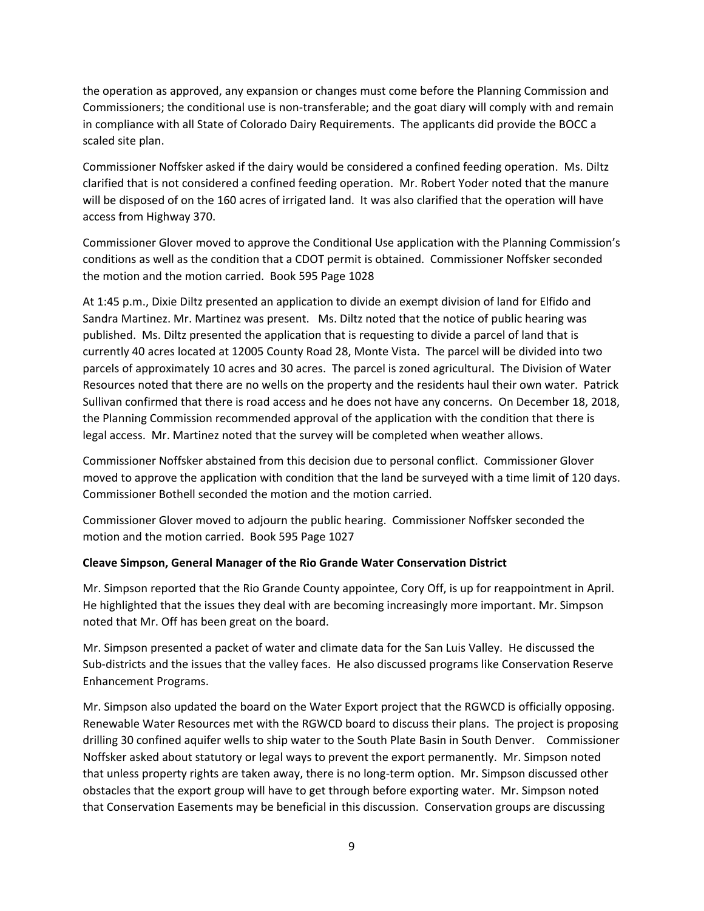the operation as approved, any expansion or changes must come before the Planning Commission and Commissioners; the conditional use is non-transferable; and the goat diary will comply with and remain in compliance with all State of Colorado Dairy Requirements. The applicants did provide the BOCC a scaled site plan.

Commissioner Noffsker asked if the dairy would be considered a confined feeding operation. Ms. Diltz clarified that is not considered a confined feeding operation. Mr. Robert Yoder noted that the manure will be disposed of on the 160 acres of irrigated land. It was also clarified that the operation will have access from Highway 370.

Commissioner Glover moved to approve the Conditional Use application with the Planning Commission's conditions as well as the condition that a CDOT permit is obtained. Commissioner Noffsker seconded the motion and the motion carried. Book 595 Page 1028

At 1:45 p.m., Dixie Diltz presented an application to divide an exempt division of land for Elfido and Sandra Martinez. Mr. Martinez was present. Ms. Diltz noted that the notice of public hearing was published. Ms. Diltz presented the application that is requesting to divide a parcel of land that is currently 40 acres located at 12005 County Road 28, Monte Vista. The parcel will be divided into two parcels of approximately 10 acres and 30 acres. The parcel is zoned agricultural. The Division of Water Resources noted that there are no wells on the property and the residents haul their own water. Patrick Sullivan confirmed that there is road access and he does not have any concerns. On December 18, 2018, the Planning Commission recommended approval of the application with the condition that there is legal access. Mr. Martinez noted that the survey will be completed when weather allows.

Commissioner Noffsker abstained from this decision due to personal conflict. Commissioner Glover moved to approve the application with condition that the land be surveyed with a time limit of 120 days. Commissioner Bothell seconded the motion and the motion carried.

Commissioner Glover moved to adjourn the public hearing. Commissioner Noffsker seconded the motion and the motion carried. Book 595 Page 1027

**Cleave Simpson, General Manager of the Rio Grande Water Conservation District**

Mr. Simpson reported that the Rio Grande County appointee, Cory Off, is up for reappointment in April. He highlighted that the issues they deal with are becoming increasingly more important. Mr. Simpson noted that Mr. Off has been great on the board.

Mr. Simpson presented a packet of water and climate data for the San Luis Valley. He discussed the Sub-districts and the issues that the valley faces. He also discussed programs like Conservation Reserve Enhancement Programs.

Mr. Simpson also updated the board on the Water Export project that the RGWCD is officially opposing. Renewable Water Resources met with the RGWCD board to discuss their plans. The project is proposing drilling 30 confined aquifer wells to ship water to the South Plate Basin in South Denver. Commissioner Noffsker asked about statutory or legal ways to prevent the export permanently. Mr. Simpson noted that unless property rights are taken away, there is no long-term option. Mr. Simpson discussed other obstacles that the export group will have to get through before exporting water. Mr. Simpson noted that Conservation Easements may be beneficial in this discussion. Conservation groups are discussing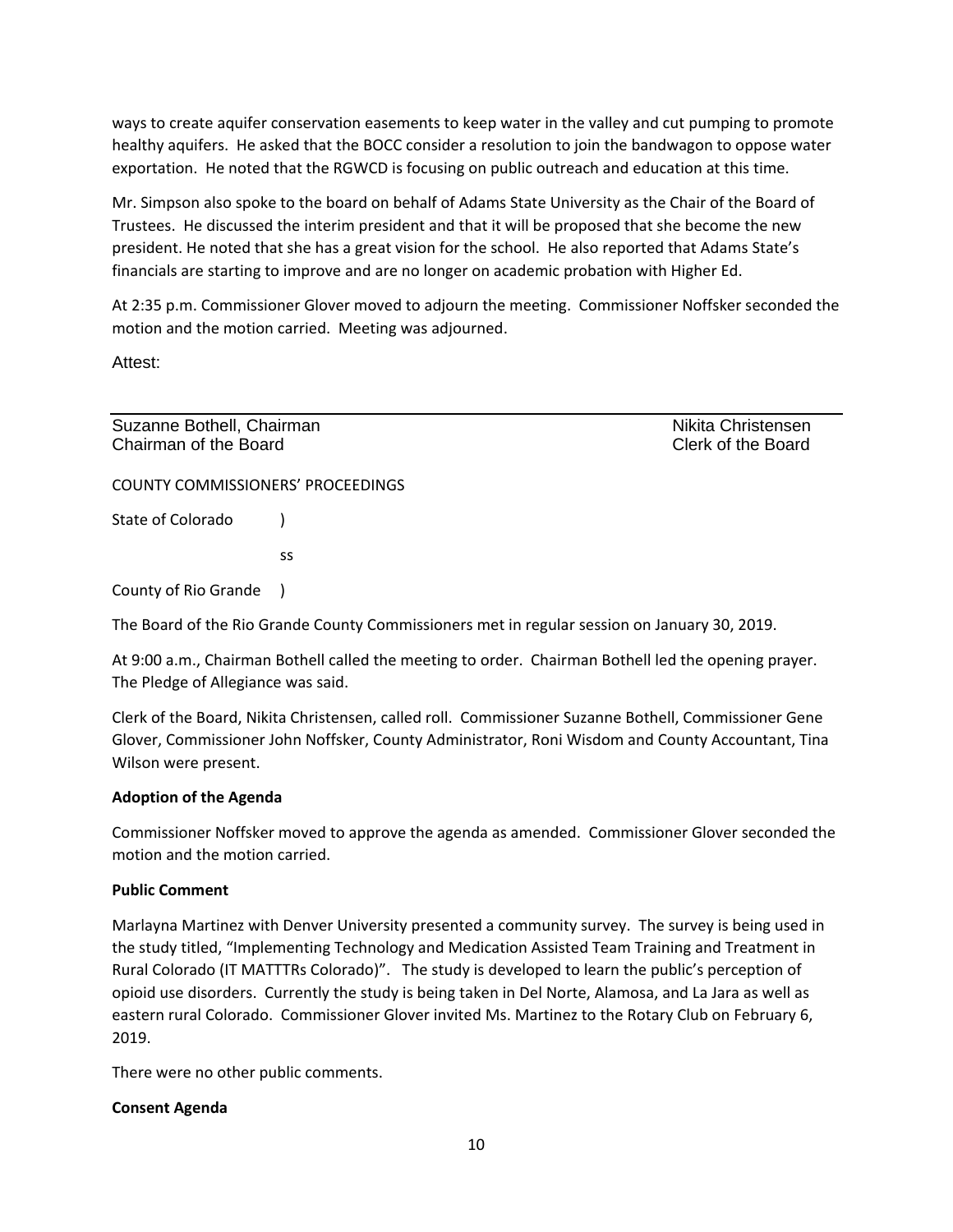ways to create aquifer conservation easements to keep water in the valley and cut pumping to promote healthy aquifers. He asked that the BOCC consider a resolution to join the bandwagon to oppose water exportation. He noted that the RGWCD is focusing on public outreach and education at this time.

Mr. Simpson also spoke to the board on behalf of Adams State University as the Chair of the Board of Trustees. He discussed the interim president and that it will be proposed that she become the new president. He noted that she has a great vision for the school. He also reported that Adams State's financials are starting to improve and are no longer on academic probation with Higher Ed.

At 2:35 p.m. Commissioner Glover moved to adjourn the meeting. Commissioner Noffsker seconded the motion and the motion carried. Meeting was adjourned.

Attest:

| Suzanne Bothell, Chairman<br>Chairman of the Board | Nikita Christensen<br>Clerk of the Board |
|---|---|

COUNTY COMMISSIONERS' PROCEEDINGS

State of Colorado )

ss

County of Rio Grande )

The Board of the Rio Grande County Commissioners met in regular session on January 30, 2019.

At 9:00 a.m., Chairman Bothell called the meeting to order. Chairman Bothell led the opening prayer. The Pledge of Allegiance was said.

Clerk of the Board, Nikita Christensen, called roll. Commissioner Suzanne Bothell, Commissioner Gene Glover, Commissioner John Noffsker, County Administrator, Roni Wisdom and County Accountant, Tina Wilson were present.

**Adoption of the Agenda**

Commissioner Noffsker moved to approve the agenda as amended. Commissioner Glover seconded the motion and the motion carried.

**Public Comment**

Marlayna Martinez with Denver University presented a community survey. The survey is being used in the study titled, "Implementing Technology and Medication Assisted Team Training and Treatment in Rural Colorado (IT MATTTRs Colorado)". The study is developed to learn the public's perception of opioid use disorders. Currently the study is being taken in Del Norte, Alamosa, and La Jara as well as eastern rural Colorado. Commissioner Glover invited Ms. Martinez to the Rotary Club on February 6, 2019.

There were no other public comments.

**Consent Agenda**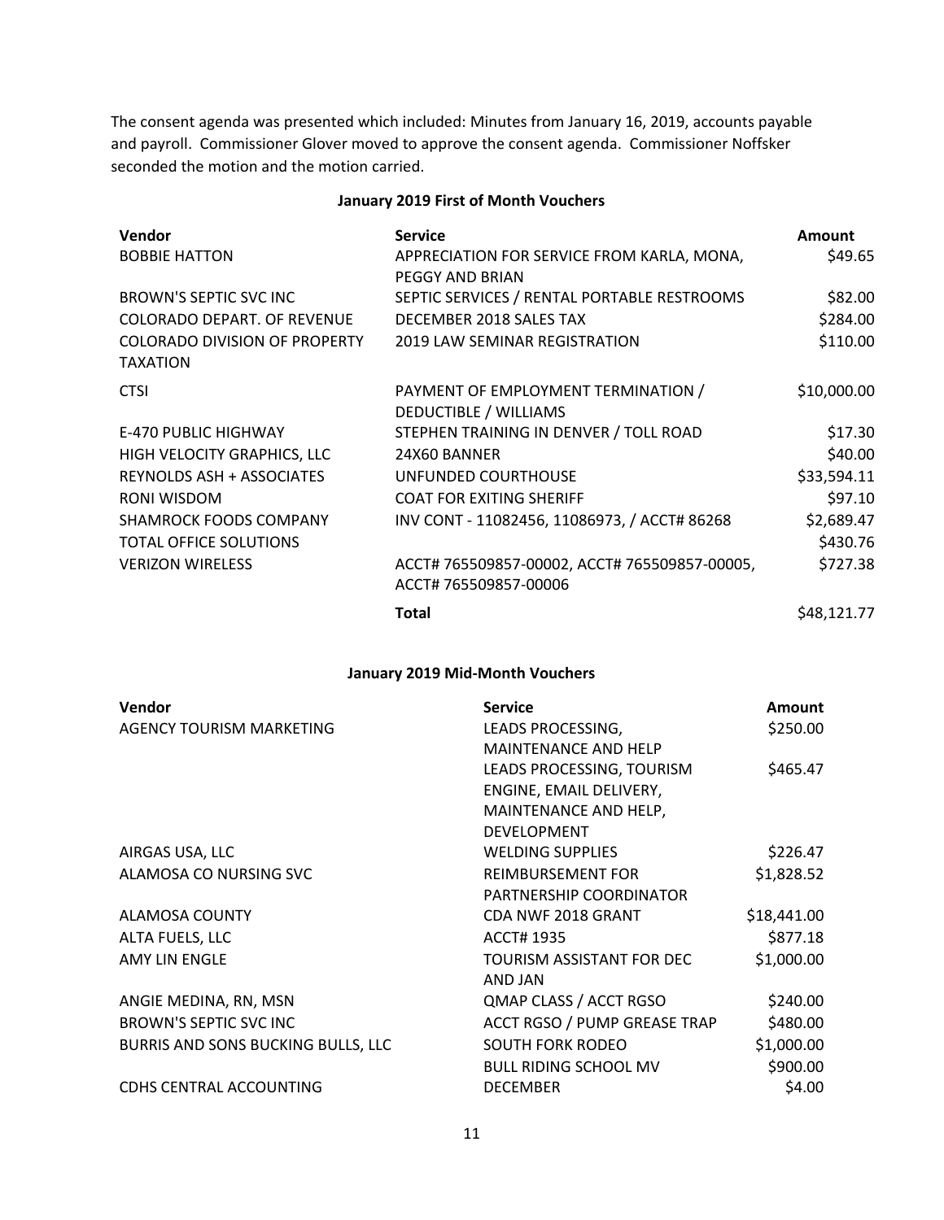The consent agenda was presented which included: Minutes from January 16, 2019, accounts payable and payroll. Commissioner Glover moved to approve the consent agenda. Commissioner Noffsker seconded the motion and the motion carried.

**January 2019 First of Month Vouchers**

| Vendor | Service | Amount |
|---|---|---|
| BOBBIE HATTON | APPRECIATION FOR SERVICE FROM KARLA, MONA, PEGGY AND BRIAN | $49.65 |
| BROWN'S SEPTIC SVC INC | SEPTIC SERVICES / RENTAL PORTABLE RESTROOMS | $82.00 |
| COLORADO DEPART. OF REVENUE | DECEMBER 2018 SALES TAX | $284.00 |
| COLORADO DIVISION OF PROPERTY TAXATION | 2019 LAW SEMINAR REGISTRATION | $110.00 |
| CTSI | PAYMENT OF EMPLOYMENT TERMINATION / DEDUCTIBLE / WILLIAMS | $10,000.00 |
| E-470 PUBLIC HIGHWAY | STEPHEN TRAINING IN DENVER / TOLL ROAD | $17.30 |
| HIGH VELOCITY GRAPHICS, LLC | 24X60 BANNER | $40.00 |
| REYNOLDS ASH + ASSOCIATES | UNFUNDED COURTHOUSE | $33,594.11 |
| RONI WISDOM | COAT FOR EXITING SHERIFF | $97.10 |
| SHAMROCK FOODS COMPANY | INV CONT - 11082456, 11086973, / ACCT# 86268 | $2,689.47 |
| TOTAL OFFICE SOLUTIONS | | $430.76 |
| VERIZON WIRELESS | ACCT# 765509857-00002, ACCT# 765509857-00005, ACCT# 765509857-00006 | $727.38 |
| | **Total** | $48,121.77 |

**January 2019 Mid-Month Vouchers**

| Vendor | Service | Amount |
|---|---|---|
| AGENCY TOURISM MARKETING | LEADS PROCESSING, MAINTENANCE AND HELP | $250.00 |
| | LEADS PROCESSING, TOURISM ENGINE, EMAIL DELIVERY, MAINTENANCE AND HELP, DEVELOPMENT | $465.47 |
| AIRGAS USA, LLC | WELDING SUPPLIES | $226.47 |
| ALAMOSA CO NURSING SVC | REIMBURSEMENT FOR PARTNERSHIP COORDINATOR | $1,828.52 |
| ALAMOSA COUNTY | CDA NWF 2018 GRANT | $18,441.00 |
| ALTA FUELS, LLC | ACCT# 1935 | $877.18 |
| AMY LIN ENGLE | TOURISM ASSISTANT FOR DEC AND JAN | $1,000.00 |
| ANGIE MEDINA, RN, MSN | QMAP CLASS / ACCT RGSO | $240.00 |
| BROWN'S SEPTIC SVC INC | ACCT RGSO / PUMP GREASE TRAP | $480.00 |
| BURRIS AND SONS BUCKING BULLS, LLC | SOUTH FORK RODEO | $1,000.00 |
| | BULL RIDING SCHOOL MV | $900.00 |
| CDHS CENTRAL ACCOUNTING | DECEMBER | $4.00 |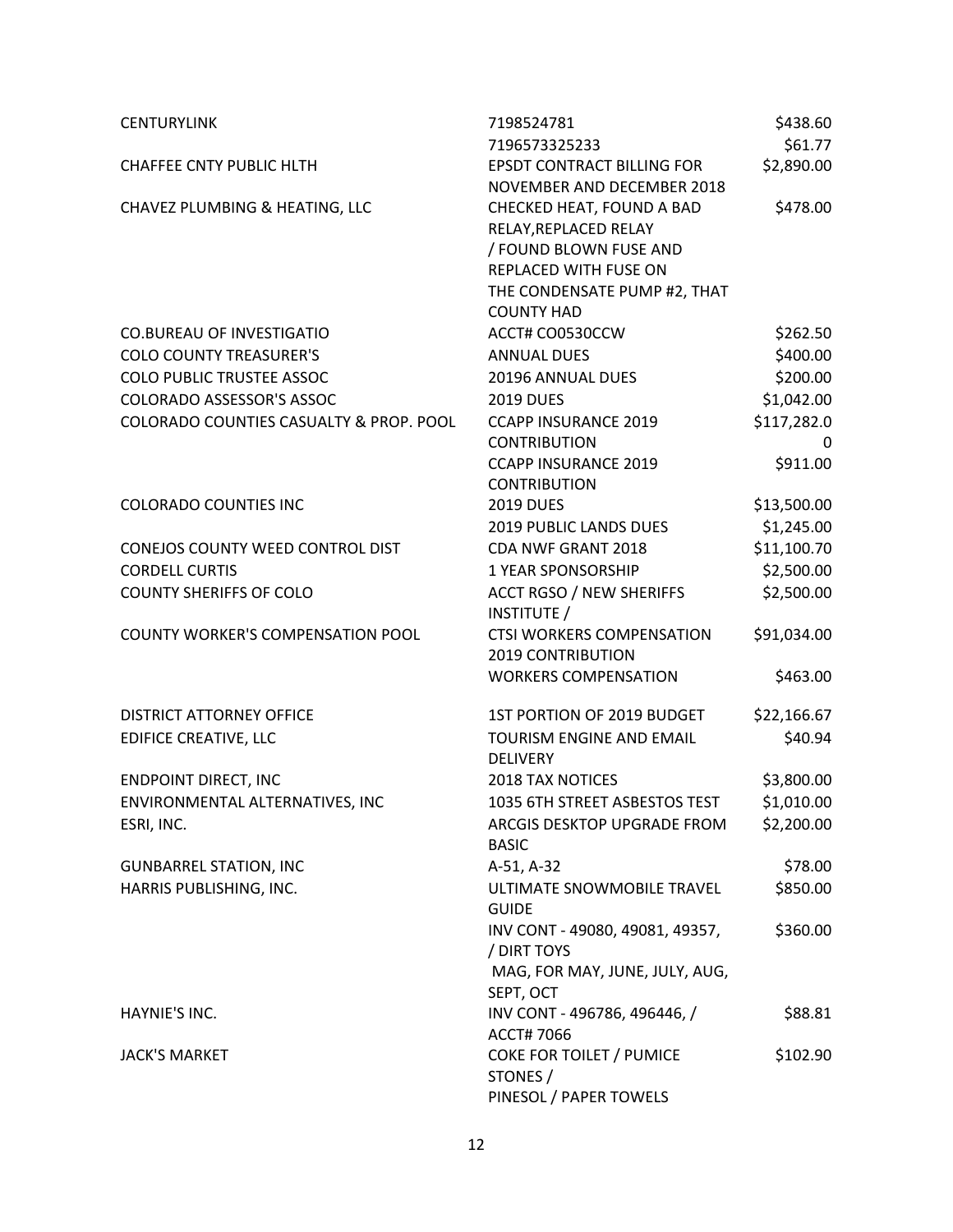| | | |
|---|---|---|
| CENTURYLINK | 7198524781 | $438.60 |
| | 7196573325233 | $61.77 |
| CHAFFEE CNTY PUBLIC HLTH | EPSDT CONTRACT BILLING FOR NOVEMBER AND DECEMBER 2018 | $2,890.00 |
| CHAVEZ PLUMBING & HEATING, LLC | CHECKED HEAT, FOUND A BAD RELAY,REPLACED RELAY / FOUND BLOWN FUSE AND REPLACED WITH FUSE ON THE CONDENSATE PUMP #2, THAT COUNTY HAD | $478.00 |
| CO.BUREAU OF INVESTIGATIO | ACCT# CO0530CCW | $262.50 |
| COLO COUNTY TREASURER'S | ANNUAL DUES | $400.00 |
| COLO PUBLIC TRUSTEE ASSOC | 20196 ANNUAL DUES | $200.00 |
| COLORADO ASSESSOR'S ASSOC | 2019 DUES | $1,042.00 |
| COLORADO COUNTIES CASUALTY & PROP. POOL | CCAPP INSURANCE 2019 CONTRIBUTION | $117,282.00 |
| | CCAPP INSURANCE 2019 CONTRIBUTION | $911.00 |
| COLORADO COUNTIES INC | 2019 DUES | $13,500.00 |
| | 2019 PUBLIC LANDS DUES | $1,245.00 |
| CONEJOS COUNTY WEED CONTROL DIST | CDA NWF GRANT 2018 | $11,100.70 |
| CORDELL CURTIS | 1 YEAR SPONSORSHIP | $2,500.00 |
| COUNTY SHERIFFS OF COLO | ACCT RGSO / NEW SHERIFFS INSTITUTE / | $2,500.00 |
| COUNTY WORKER'S COMPENSATION POOL | CTSI WORKERS COMPENSATION 2019 CONTRIBUTION | $91,034.00 |
| | WORKERS COMPENSATION | $463.00 |
| DISTRICT ATTORNEY OFFICE | 1ST PORTION OF 2019 BUDGET | $22,166.67 |
| EDIFICE CREATIVE, LLC | TOURISM ENGINE AND EMAIL DELIVERY | $40.94 |
| ENDPOINT DIRECT, INC | 2018 TAX NOTICES | $3,800.00 |
| ENVIRONMENTAL ALTERNATIVES, INC | 1035 6TH STREET ASBESTOS TEST | $1,010.00 |
| ESRI, INC. | ARCGIS DESKTOP UPGRADE FROM BASIC | $2,200.00 |
| GUNBARREL STATION, INC | A-51, A-32 | $78.00 |
| HARRIS PUBLISHING, INC. | ULTIMATE SNOWMOBILE TRAVEL GUIDE | $850.00 |
| | INV CONT - 49080, 49081, 49357, / DIRT TOYS MAG, FOR MAY, JUNE, JULY, AUG, SEPT, OCT | $360.00 |
| HAYNIE'S INC. | INV CONT - 496786, 496446, / ACCT# 7066 | $88.81 |
| JACK'S MARKET | COKE FOR TOILET / PUMICE STONES / PINESOL / PAPER TOWELS | $102.90 |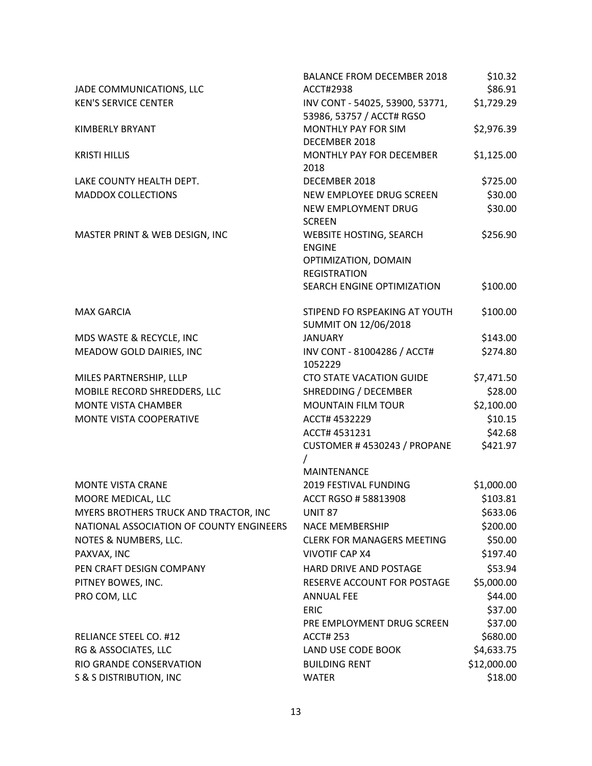| | | |
|---|---|---|
| | BALANCE FROM DECEMBER 2018 | $10.32 |
| JADE COMMUNICATIONS, LLC | ACCT#2938 | $86.91 |
| KEN'S SERVICE CENTER | INV CONT - 54025, 53900, 53771, 53986, 53757 / ACCT# RGSO | $1,729.29 |
| KIMBERLY BRYANT | MONTHLY PAY FOR SIM DECEMBER 2018 | $2,976.39 |
| KRISTI HILLIS | MONTHLY PAY FOR DECEMBER 2018 | $1,125.00 |
| LAKE COUNTY HEALTH DEPT. | DECEMBER 2018 | $725.00 |
| MADDOX COLLECTIONS | NEW EMPLOYEE DRUG SCREEN | $30.00 |
| | NEW EMPLOYMENT DRUG SCREEN | $30.00 |
| MASTER PRINT & WEB DESIGN, INC | WEBSITE HOSTING, SEARCH ENGINE OPTIMIZATION, DOMAIN REGISTRATION | $256.90 |
| | SEARCH ENGINE OPTIMIZATION | $100.00 |
| MAX GARCIA | STIPEND FO RSPEAKING AT YOUTH SUMMIT ON 12/06/2018 | $100.00 |
| MDS WASTE & RECYCLE, INC | JANUARY | $143.00 |
| MEADOW GOLD DAIRIES, INC | INV CONT - 81004286 / ACCT# 1052229 | $274.80 |
| MILES PARTNERSHIP, LLLP | CTO STATE VACATION GUIDE | $7,471.50 |
| MOBILE RECORD SHREDDERS, LLC | SHREDDING / DECEMBER | $28.00 |
| MONTE VISTA CHAMBER | MOUNTAIN FILM TOUR | $2,100.00 |
| MONTE VISTA COOPERATIVE | ACCT# 4532229 | $10.15 |
| | ACCT# 4531231 | $42.68 |
| | CUSTOMER # 4530243 / PROPANE / MAINTENANCE | $421.97 |
| MONTE VISTA CRANE | 2019 FESTIVAL FUNDING | $1,000.00 |
| MOORE MEDICAL, LLC | ACCT RGSO # 58813908 | $103.81 |
| MYERS BROTHERS TRUCK AND TRACTOR, INC | UNIT 87 | $633.06 |
| NATIONAL ASSOCIATION OF COUNTY ENGINEERS | NACE MEMBERSHIP | $200.00 |
| NOTES & NUMBERS, LLC. | CLERK FOR MANAGERS MEETING | $50.00 |
| PAXVAX, INC | VIVOTIF CAP X4 | $197.40 |
| PEN CRAFT DESIGN COMPANY | HARD DRIVE AND POSTAGE | $53.94 |
| PITNEY BOWES, INC. | RESERVE ACCOUNT FOR POSTAGE | $5,000.00 |
| PRO COM, LLC | ANNUAL FEE | $44.00 |
| | ERIC | $37.00 |
| | PRE EMPLOYMENT DRUG SCREEN | $37.00 |
| RELIANCE STEEL CO. #12 | ACCT# 253 | $680.00 |
| RG & ASSOCIATES, LLC | LAND USE CODE BOOK | $4,633.75 |
| RIO GRANDE CONSERVATION | BUILDING RENT | $12,000.00 |
| S & S DISTRIBUTION, INC | WATER | $18.00 |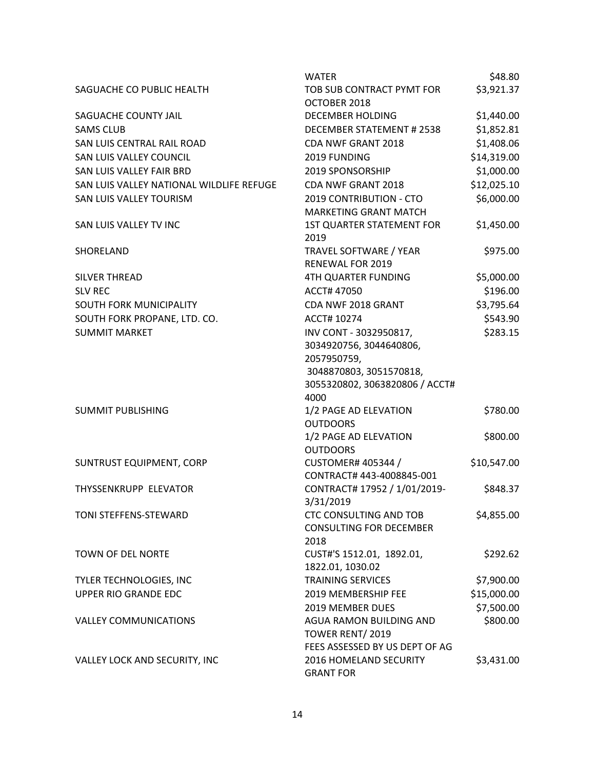| | | |
|---|---|---|
| | WATER | $48.80 |
| SAGUACHE CO PUBLIC HEALTH | TOB SUB CONTRACT PYMT FOR OCTOBER 2018 | $3,921.37 |
| SAGUACHE COUNTY JAIL | DECEMBER HOLDING | $1,440.00 |
| SAMS CLUB | DECEMBER STATEMENT # 2538 | $1,852.81 |
| SAN LUIS CENTRAL RAIL ROAD | CDA NWF GRANT 2018 | $1,408.06 |
| SAN LUIS VALLEY COUNCIL | 2019 FUNDING | $14,319.00 |
| SAN LUIS VALLEY FAIR BRD | 2019 SPONSORSHIP | $1,000.00 |
| SAN LUIS VALLEY NATIONAL WILDLIFE REFUGE | CDA NWF GRANT 2018 | $12,025.10 |
| SAN LUIS VALLEY TOURISM | 2019 CONTRIBUTION - CTO MARKETING GRANT MATCH | $6,000.00 |
| SAN LUIS VALLEY TV INC | 1ST QUARTER STATEMENT FOR 2019 | $1,450.00 |
| SHORELAND | TRAVEL SOFTWARE / YEAR RENEWAL FOR 2019 | $975.00 |
| SILVER THREAD | 4TH QUARTER FUNDING | $5,000.00 |
| SLV REC | ACCT# 47050 | $196.00 |
| SOUTH FORK MUNICIPALITY | CDA NWF 2018 GRANT | $3,795.64 |
| SOUTH FORK PROPANE, LTD. CO. | ACCT# 10274 | $543.90 |
| SUMMIT MARKET | INV CONT - 3032950817, 3034920756, 3044640806, 2057950759, 3048870803, 3051570818, 3055320802, 3063820806 / ACCT# 4000 | $283.15 |
| SUMMIT PUBLISHING | 1/2 PAGE AD ELEVATION OUTDOORS | $780.00 |
| | 1/2 PAGE AD ELEVATION OUTDOORS | $800.00 |
| SUNTRUST EQUIPMENT, CORP | CUSTOMER# 405344 / CONTRACT# 443-4008845-001 | $10,547.00 |
| THYSSENKRUPP ELEVATOR | CONTRACT# 17952 / 1/01/2019-3/31/2019 | $848.37 |
| TONI STEFFENS-STEWARD | CTC CONSULTING AND TOB CONSULTING FOR DECEMBER 2018 | $4,855.00 |
| TOWN OF DEL NORTE | CUST#'S 1512.01, 1892.01, 1822.01, 1030.02 | $292.62 |
| TYLER TECHNOLOGIES, INC | TRAINING SERVICES | $7,900.00 |
| UPPER RIO GRANDE EDC | 2019 MEMBERSHIP FEE | $15,000.00 |
| | 2019 MEMBER DUES | $7,500.00 |
| VALLEY COMMUNICATIONS | AGUA RAMON BUILDING AND TOWER RENT/ 2019 FEES ASSESSED BY US DEPT OF AG | $800.00 |
| VALLEY LOCK AND SECURITY, INC | 2016 HOMELAND SECURITY GRANT FOR | $3,431.00 |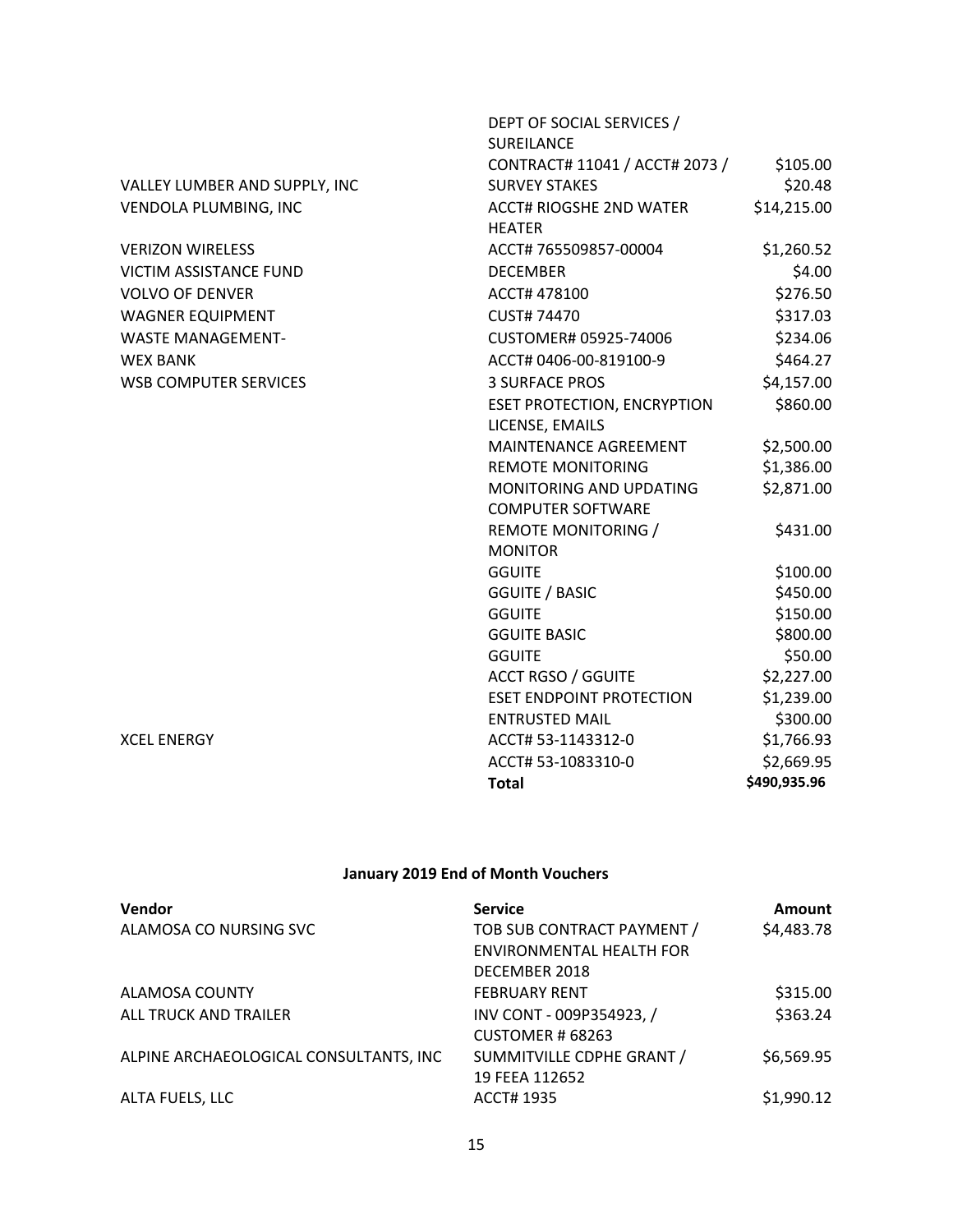| | | |
|---|---|---|
| | DEPT OF SOCIAL SERVICES / SUREILANCE | |
| | CONTRACT# 11041 / ACCT# 2073 / | $105.00 |
| VALLEY LUMBER AND SUPPLY, INC | SURVEY STAKES | $20.48 |
| VENDOLA PLUMBING, INC | ACCT# RIOGSHE 2ND WATER HEATER | $14,215.00 |
| VERIZON WIRELESS | ACCT# 765509857-00004 | $1,260.52 |
| VICTIM ASSISTANCE FUND | DECEMBER | $4.00 |
| VOLVO OF DENVER | ACCT# 478100 | $276.50 |
| WAGNER EQUIPMENT | CUST# 74470 | $317.03 |
| WASTE MANAGEMENT- | CUSTOMER# 05925-74006 | $234.06 |
| WEX BANK | ACCT# 0406-00-819100-9 | $464.27 |
| WSB COMPUTER SERVICES | 3 SURFACE PROS | $4,157.00 |
| | ESET PROTECTION, ENCRYPTION LICENSE, EMAILS | $860.00 |
| | MAINTENANCE AGREEMENT | $2,500.00 |
| | REMOTE MONITORING | $1,386.00 |
| | MONITORING AND UPDATING COMPUTER SOFTWARE | $2,871.00 |
| | REMOTE MONITORING / MONITOR | $431.00 |
| | GGUITE | $100.00 |
| | GGUITE / BASIC | $450.00 |
| | GGUITE | $150.00 |
| | GGUITE BASIC | $800.00 |
| | GGUITE | $50.00 |
| | ACCT RGSO / GGUITE | $2,227.00 |
| | ESET ENDPOINT PROTECTION | $1,239.00 |
| | ENTRUSTED MAIL | $300.00 |
| XCEL ENERGY | ACCT# 53-1143312-0 | $1,766.93 |
| | ACCT# 53-1083310-0 | $2,669.95 |
| | **Total** | **$490,935.96** |

## January 2019 End of Month Vouchers

| Vendor | Service | Amount |
|---|---|---|
| ALAMOSA CO NURSING SVC | TOB SUB CONTRACT PAYMENT / ENVIRONMENTAL HEALTH FOR DECEMBER 2018 | $4,483.78 |
| ALAMOSA COUNTY | FEBRUARY RENT | $315.00 |
| ALL TRUCK AND TRAILER | INV CONT - 009P354923, / CUSTOMER # 68263 | $363.24 |
| ALPINE ARCHAEOLOGICAL CONSULTANTS, INC | SUMMITVILLE CDPHE GRANT / 19 FEEA 112652 | $6,569.95 |
| ALTA FUELS, LLC | ACCT# 1935 | $1,990.12 |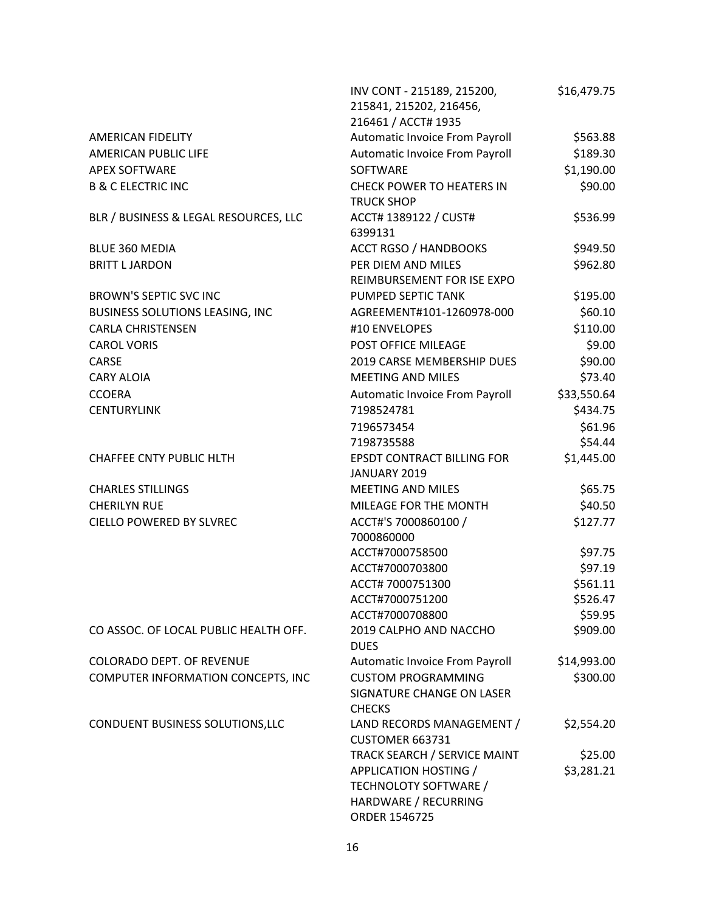| | | |
|---|---|---|
| | INV CONT - 215189, 215200, 215841, 215202, 216456, 216461 / ACCT# 1935 | $16,479.75 |
| AMERICAN FIDELITY | Automatic Invoice From Payroll | $563.88 |
| AMERICAN PUBLIC LIFE | Automatic Invoice From Payroll | $189.30 |
| APEX SOFTWARE | SOFTWARE | $1,190.00 |
| B & C ELECTRIC INC | CHECK POWER TO HEATERS IN TRUCK SHOP | $90.00 |
| BLR / BUSINESS & LEGAL RESOURCES, LLC | ACCT# 1389122 / CUST# 6399131 | $536.99 |
| BLUE 360 MEDIA | ACCT RGSO / HANDBOOKS | $949.50 |
| BRITT L JARDON | PER DIEM AND MILES REIMBURSEMENT FOR ISE EXPO | $962.80 |
| BROWN'S SEPTIC SVC INC | PUMPED SEPTIC TANK | $195.00 |
| BUSINESS SOLUTIONS LEASING, INC | AGREEMENT#101-1260978-000 | $60.10 |
| CARLA CHRISTENSEN | #10 ENVELOPES | $110.00 |
| CAROL VORIS | POST OFFICE MILEAGE | $9.00 |
| CARSE | 2019 CARSE MEMBERSHIP DUES | $90.00 |
| CARY ALOIA | MEETING AND MILES | $73.40 |
| CCOERA | Automatic Invoice From Payroll | $33,550.64 |
| CENTURYLINK | 7198524781 | $434.75 |
| | 7196573454 | $61.96 |
| | 7198735588 | $54.44 |
| CHAFFEE CNTY PUBLIC HLTH | EPSDT CONTRACT BILLING FOR JANUARY 2019 | $1,445.00 |
| CHARLES STILLINGS | MEETING AND MILES | $65.75 |
| CHERILYN RUE | MILEAGE FOR THE MONTH | $40.50 |
| CIELLO POWERED BY SLVREC | ACCT#'S 7000860100 / 7000860000 | $127.77 |
| | ACCT#7000758500 | $97.75 |
| | ACCT#7000703800 | $97.19 |
| | ACCT# 7000751300 | $561.11 |
| | ACCT#7000751200 | $526.47 |
| | ACCT#7000708800 | $59.95 |
| CO ASSOC. OF LOCAL PUBLIC HEALTH OFF. | 2019 CALPHO AND NACCHO DUES | $909.00 |
| COLORADO DEPT. OF REVENUE | Automatic Invoice From Payroll | $14,993.00 |
| COMPUTER INFORMATION CONCEPTS, INC | CUSTOM PROGRAMMING SIGNATURE CHANGE ON LASER CHECKS | $300.00 |
| CONDUENT BUSINESS SOLUTIONS,LLC | LAND RECORDS MANAGEMENT / CUSTOMER 663731 | $2,554.20 |
| | TRACK SEARCH / SERVICE MAINT | $25.00 |
| | APPLICATION HOSTING / TECHNOLOTY SOFTWARE / HARDWARE / RECURRING ORDER 1546725 | $3,281.21 |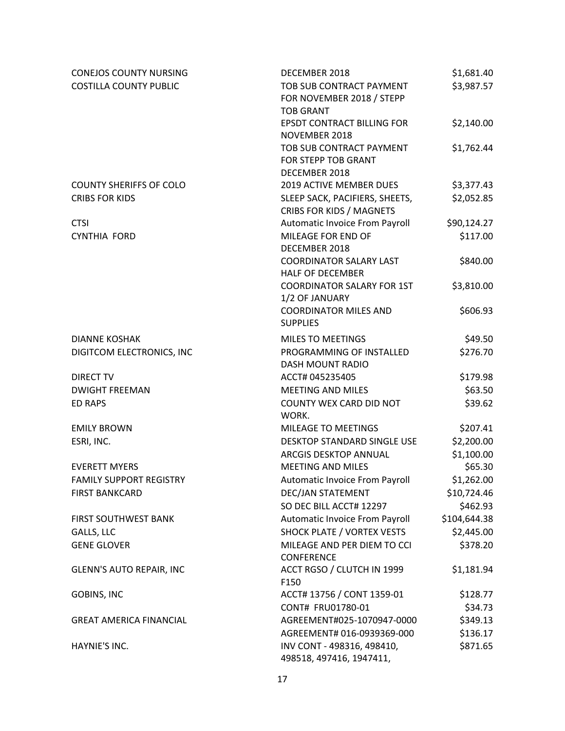| | | |
|---|---|---|
| CONEJOS COUNTY NURSING | DECEMBER 2018 | $1,681.40 |
| COSTILLA COUNTY PUBLIC | TOB SUB CONTRACT PAYMENT FOR NOVEMBER 2018 / STEPP TOB GRANT | $3,987.57 |
| | EPSDT CONTRACT BILLING FOR NOVEMBER 2018 | $2,140.00 |
| | TOB SUB CONTRACT PAYMENT FOR STEPP TOB GRANT DECEMBER 2018 | $1,762.44 |
| COUNTY SHERIFFS OF COLO | 2019 ACTIVE MEMBER DUES | $3,377.43 |
| CRIBS FOR KIDS | SLEEP SACK, PACIFIERS, SHEETS, CRIBS FOR KIDS / MAGNETS | $2,052.85 |
| CTSI | Automatic Invoice From Payroll | $90,124.27 |
| CYNTHIA FORD | MILEAGE FOR END OF DECEMBER 2018 | $117.00 |
| | COORDINATOR SALARY LAST HALF OF DECEMBER | $840.00 |
| | COORDINATOR SALARY FOR 1ST 1/2 OF JANUARY | $3,810.00 |
| | COORDINATOR MILES AND SUPPLIES | $606.93 |
| DIANNE KOSHAK | MILES TO MEETINGS | $49.50 |
| DIGITCOM ELECTRONICS, INC | PROGRAMMING OF INSTALLED DASH MOUNT RADIO | $276.70 |
| DIRECT TV | ACCT# 045235405 | $179.98 |
| DWIGHT FREEMAN | MEETING AND MILES | $63.50 |
| ED RAPS | COUNTY WEX CARD DID NOT WORK. | $39.62 |
| EMILY BROWN | MILEAGE TO MEETINGS | $207.41 |
| ESRI, INC. | DESKTOP STANDARD SINGLE USE | $2,200.00 |
| | ARCGIS DESKTOP ANNUAL | $1,100.00 |
| EVERETT MYERS | MEETING AND MILES | $65.30 |
| FAMILY SUPPORT REGISTRY | Automatic Invoice From Payroll | $1,262.00 |
| FIRST BANKCARD | DEC/JAN STATEMENT | $10,724.46 |
| | SO DEC BILL ACCT# 12297 | $462.93 |
| FIRST SOUTHWEST BANK | Automatic Invoice From Payroll | $104,644.38 |
| GALLS, LLC | SHOCK PLATE / VORTEX VESTS | $2,445.00 |
| GENE GLOVER | MILEAGE AND PER DIEM TO CCI CONFERENCE | $378.20 |
| GLENN'S AUTO REPAIR, INC | ACCT RGSO / CLUTCH IN 1999 F150 | $1,181.94 |
| GOBINS, INC | ACCT# 13756 / CONT 1359-01 | $128.77 |
| | CONT# FRU01780-01 | $34.73 |
| GREAT AMERICA FINANCIAL | AGREEMENT#025-1070947-0000 | $349.13 |
| | AGREEMENT# 016-0939369-000 | $136.17 |
| HAYNIE'S INC. | INV CONT - 498316, 498410, 498518, 497416, 1947411, | $871.65 |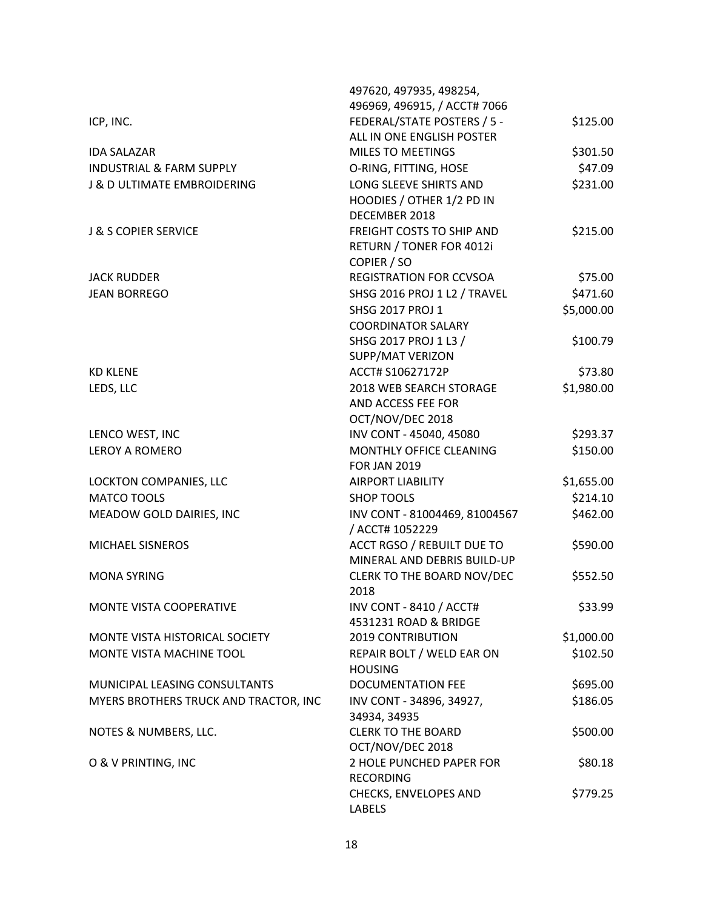| | | |
|---|---|---|
| | 497620, 497935, 498254, 496969, 496915, / ACCT# 7066 | |
| ICP, INC. | FEDERAL/STATE POSTERS / 5 - ALL IN ONE ENGLISH POSTER | $125.00 |
| IDA SALAZAR | MILES TO MEETINGS | $301.50 |
| INDUSTRIAL & FARM SUPPLY | O-RING, FITTING, HOSE | $47.09 |
| J & D ULTIMATE EMBROIDERING | LONG SLEEVE SHIRTS AND HOODIES / OTHER 1/2 PD IN DECEMBER 2018 | $231.00 |
| J & S COPIER SERVICE | FREIGHT COSTS TO SHIP AND RETURN / TONER FOR 4012i COPIER / SO | $215.00 |
| JACK RUDDER | REGISTRATION FOR CCVSOA | $75.00 |
| JEAN BORREGO | SHSG 2016 PROJ 1 L2 / TRAVEL | $471.60 |
| | SHSG 2017 PROJ 1 COORDINATOR SALARY | $5,000.00 |
| | SHSG 2017 PROJ 1 L3 / SUPP/MAT VERIZON | $100.79 |
| KD KLENE | ACCT# S10627172P | $73.80 |
| LEDS, LLC | 2018 WEB SEARCH STORAGE AND ACCESS FEE FOR OCT/NOV/DEC 2018 | $1,980.00 |
| LENCO WEST, INC | INV CONT - 45040, 45080 | $293.37 |
| LEROY A ROMERO | MONTHLY OFFICE CLEANING FOR JAN 2019 | $150.00 |
| LOCKTON COMPANIES, LLC | AIRPORT LIABILITY | $1,655.00 |
| MATCO TOOLS | SHOP TOOLS | $214.10 |
| MEADOW GOLD DAIRIES, INC | INV CONT - 81004469, 81004567 / ACCT# 1052229 | $462.00 |
| MICHAEL SISNEROS | ACCT RGSO / REBUILT DUE TO MINERAL AND DEBRIS BUILD-UP | $590.00 |
| MONA SYRING | CLERK TO THE BOARD NOV/DEC 2018 | $552.50 |
| MONTE VISTA COOPERATIVE | INV CONT - 8410 / ACCT# 4531231 ROAD & BRIDGE | $33.99 |
| MONTE VISTA HISTORICAL SOCIETY | 2019 CONTRIBUTION | $1,000.00 |
| MONTE VISTA MACHINE TOOL | REPAIR BOLT / WELD EAR ON HOUSING | $102.50 |
| MUNICIPAL LEASING CONSULTANTS | DOCUMENTATION FEE | $695.00 |
| MYERS BROTHERS TRUCK AND TRACTOR, INC | INV CONT - 34896, 34927, 34934, 34935 | $186.05 |
| NOTES & NUMBERS, LLC. | CLERK TO THE BOARD OCT/NOV/DEC 2018 | $500.00 |
| O & V PRINTING, INC | 2 HOLE PUNCHED PAPER FOR RECORDING | $80.18 |
| | CHECKS, ENVELOPES AND LABELS | $779.25 |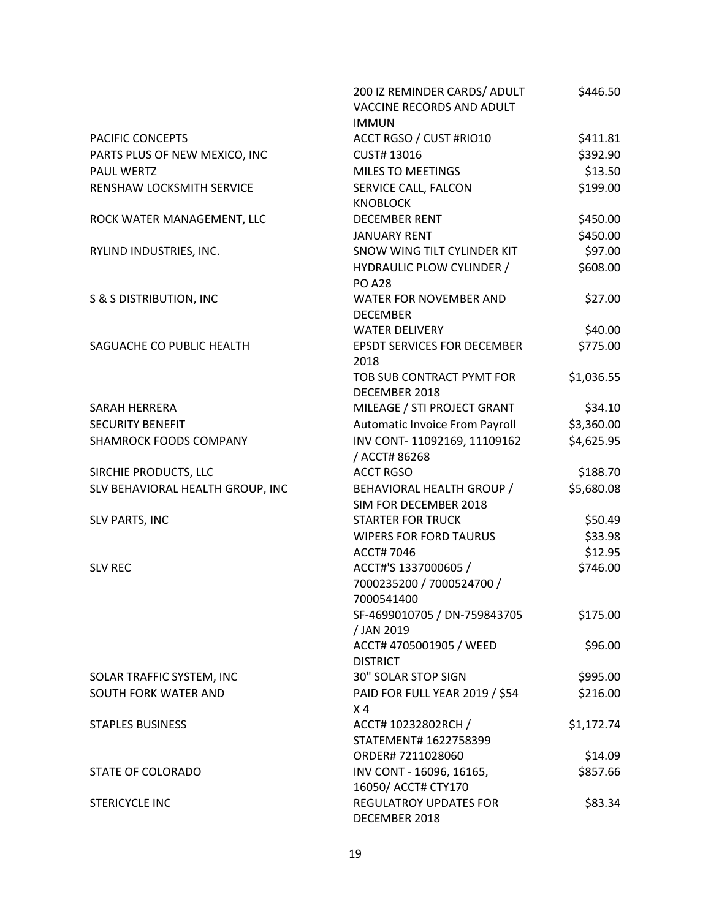| | | |
|---|---|---|
| | 200 IZ REMINDER CARDS/ ADULT VACCINE RECORDS AND ADULT IMMUN | $446.50 |
| PACIFIC CONCEPTS | ACCT RGSO / CUST #RIO10 | $411.81 |
| PARTS PLUS OF NEW MEXICO, INC | CUST# 13016 | $392.90 |
| PAUL WERTZ | MILES TO MEETINGS | $13.50 |
| RENSHAW LOCKSMITH SERVICE | SERVICE CALL, FALCON KNOBLOCK | $199.00 |
| ROCK WATER MANAGEMENT, LLC | DECEMBER RENT | $450.00 |
| | JANUARY RENT | $450.00 |
| RYLIND INDUSTRIES, INC. | SNOW WING TILT CYLINDER KIT | $97.00 |
| | HYDRAULIC PLOW CYLINDER / PO A28 | $608.00 |
| S & S DISTRIBUTION, INC | WATER FOR NOVEMBER AND DECEMBER | $27.00 |
| | WATER DELIVERY | $40.00 |
| SAGUACHE CO PUBLIC HEALTH | EPSDT SERVICES FOR DECEMBER 2018 | $775.00 |
| | TOB SUB CONTRACT PYMT FOR DECEMBER 2018 | $1,036.55 |
| SARAH HERRERA | MILEAGE / STI PROJECT GRANT | $34.10 |
| SECURITY BENEFIT | Automatic Invoice From Payroll | $3,360.00 |
| SHAMROCK FOODS COMPANY | INV CONT- 11092169, 11109162 / ACCT# 86268 | $4,625.95 |
| SIRCHIE PRODUCTS, LLC | ACCT RGSO | $188.70 |
| SLV BEHAVIORAL HEALTH GROUP, INC | BEHAVIORAL HEALTH GROUP / SIM FOR DECEMBER 2018 | $5,680.08 |
| SLV PARTS, INC | STARTER FOR TRUCK | $50.49 |
| | WIPERS FOR FORD TAURUS | $33.98 |
| | ACCT# 7046 | $12.95 |
| SLV REC | ACCT#'S 1337000605 / 7000235200 / 7000524700 / 7000541400 | $746.00 |
| | SF-4699010705 / DN-759843705 / JAN 2019 | $175.00 |
| | ACCT# 4705001905 / WEED DISTRICT | $96.00 |
| SOLAR TRAFFIC SYSTEM, INC | 30" SOLAR STOP SIGN | $995.00 |
| SOUTH FORK WATER AND | PAID FOR FULL YEAR 2019 / $54 X 4 | $216.00 |
| STAPLES BUSINESS | ACCT# 10232802RCH / STATEMENT# 1622758399 | $1,172.74 |
| | ORDER# 7211028060 | $14.09 |
| STATE OF COLORADO | INV CONT - 16096, 16165, 16050/ ACCT# CTY170 | $857.66 |
| STERICYCLE INC | REGULATROY UPDATES FOR DECEMBER 2018 | $83.34 |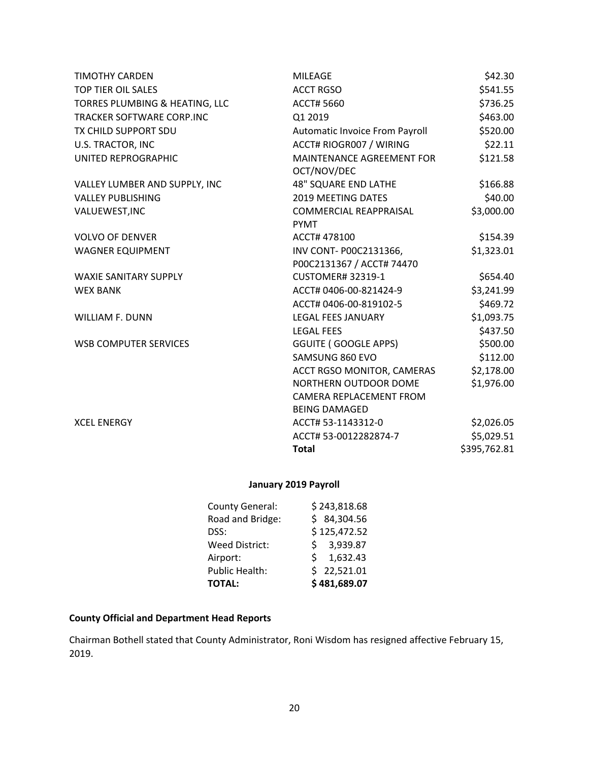| | | |
|---|---|---|
| TIMOTHY CARDEN | MILEAGE | $42.30 |
| TOP TIER OIL SALES | ACCT RGSO | $541.55 |
| TORRES PLUMBING & HEATING, LLC | ACCT# 5660 | $736.25 |
| TRACKER SOFTWARE CORP.INC | Q1 2019 | $463.00 |
| TX CHILD SUPPORT SDU | Automatic Invoice From Payroll | $520.00 |
| U.S. TRACTOR, INC | ACCT# RIOGR007 / WIRING | $22.11 |
| UNITED REPROGRAPHIC | MAINTENANCE AGREEMENT FOR OCT/NOV/DEC | $121.58 |
| VALLEY LUMBER AND SUPPLY, INC | 48" SQUARE END LATHE | $166.88 |
| VALLEY PUBLISHING | 2019 MEETING DATES | $40.00 |
| VALUEWEST,INC | COMMERCIAL REAPPRAISAL PYMT | $3,000.00 |
| VOLVO OF DENVER | ACCT# 478100 | $154.39 |
| WAGNER EQUIPMENT | INV CONT- P00C2131366, P00C2131367 / ACCT# 74470 | $1,323.01 |
| WAXIE SANITARY SUPPLY | CUSTOMER# 32319-1 | $654.40 |
| WEX BANK | ACCT# 0406-00-821424-9 | $3,241.99 |
| | ACCT# 0406-00-819102-5 | $469.72 |
| WILLIAM F. DUNN | LEGAL FEES JANUARY | $1,093.75 |
| | LEGAL FEES | $437.50 |
| WSB COMPUTER SERVICES | GGUITE ( GOOGLE APPS) | $500.00 |
| | SAMSUNG 860 EVO | $112.00 |
| | ACCT RGSO MONITOR, CAMERAS | $2,178.00 |
| | NORTHERN OUTDOOR DOME CAMERA REPLACEMENT FROM BEING DAMAGED | $1,976.00 |
| XCEL ENERGY | ACCT# 53-1143312-0 | $2,026.05 |
| | ACCT# 53-0012282874-7 | $5,029.51 |
| | **Total** | $395,762.81 |

**January 2019 Payroll**

| | |
|---|---|
| County General: | $ 243,818.68 |
| Road and Bridge: | $ 84,304.56 |
| DSS: | $ 125,472.52 |
| Weed District: | $ 3,939.87 |
| Airport: | $ 1,632.43 |
| Public Health: | $ 22,521.01 |
| **TOTAL:** | **$ 481,689.07** |

**County Official and Department Head Reports**

Chairman Bothell stated that County Administrator, Roni Wisdom has resigned affective February 15, 2019.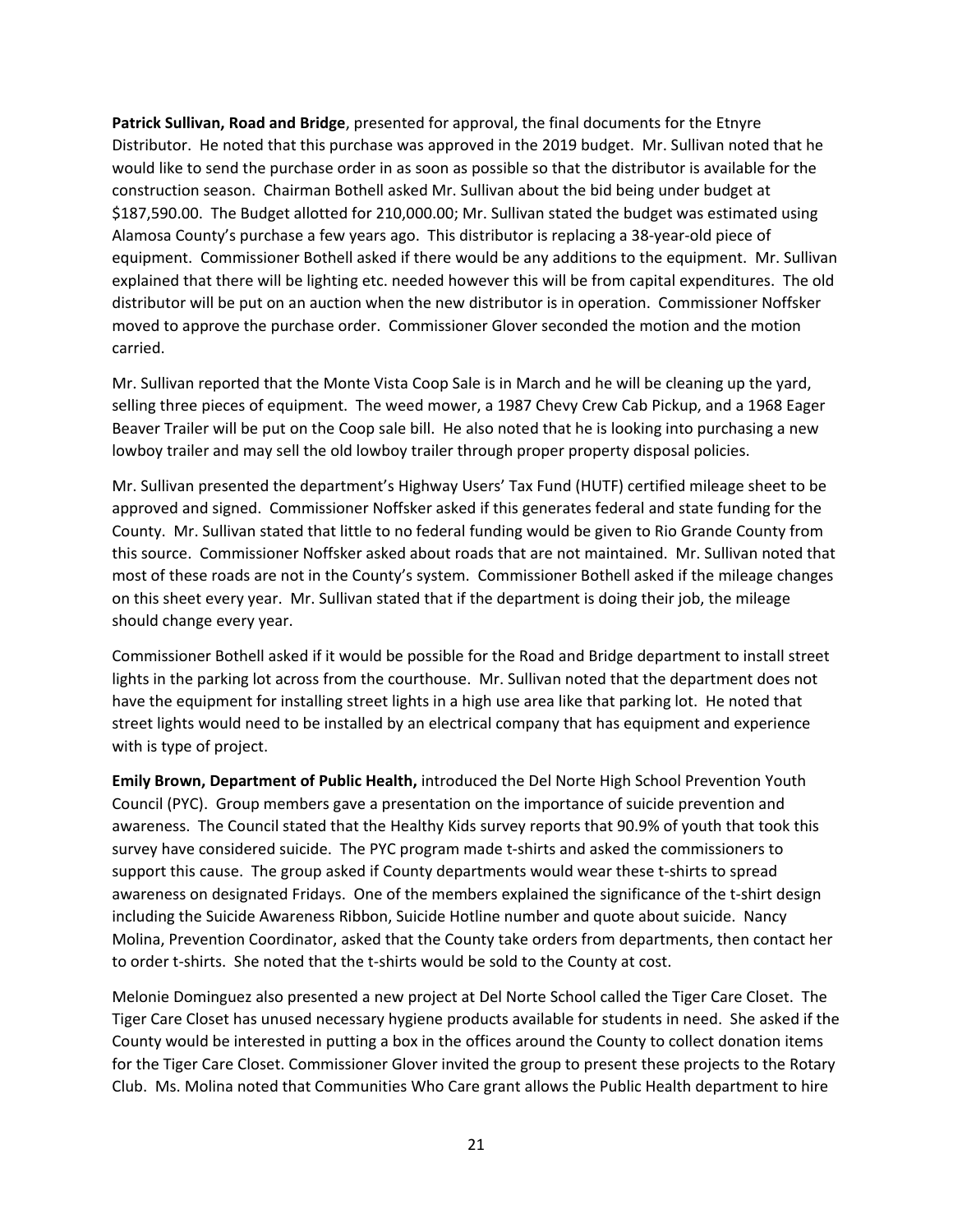**Patrick Sullivan, Road and Bridge**, presented for approval, the final documents for the Etnyre Distributor. He noted that this purchase was approved in the 2019 budget. Mr. Sullivan noted that he would like to send the purchase order in as soon as possible so that the distributor is available for the construction season. Chairman Bothell asked Mr. Sullivan about the bid being under budget at $187,590.00. The Budget allotted for 210,000.00; Mr. Sullivan stated the budget was estimated using Alamosa County's purchase a few years ago. This distributor is replacing a 38-year-old piece of equipment. Commissioner Bothell asked if there would be any additions to the equipment. Mr. Sullivan explained that there will be lighting etc. needed however this will be from capital expenditures. The old distributor will be put on an auction when the new distributor is in operation. Commissioner Noffsker moved to approve the purchase order. Commissioner Glover seconded the motion and the motion carried.

Mr. Sullivan reported that the Monte Vista Coop Sale is in March and he will be cleaning up the yard, selling three pieces of equipment. The weed mower, a 1987 Chevy Crew Cab Pickup, and a 1968 Eager Beaver Trailer will be put on the Coop sale bill. He also noted that he is looking into purchasing a new lowboy trailer and may sell the old lowboy trailer through proper property disposal policies.

Mr. Sullivan presented the department's Highway Users' Tax Fund (HUTF) certified mileage sheet to be approved and signed. Commissioner Noffsker asked if this generates federal and state funding for the County. Mr. Sullivan stated that little to no federal funding would be given to Rio Grande County from this source. Commissioner Noffsker asked about roads that are not maintained. Mr. Sullivan noted that most of these roads are not in the County's system. Commissioner Bothell asked if the mileage changes on this sheet every year. Mr. Sullivan stated that if the department is doing their job, the mileage should change every year.

Commissioner Bothell asked if it would be possible for the Road and Bridge department to install street lights in the parking lot across from the courthouse. Mr. Sullivan noted that the department does not have the equipment for installing street lights in a high use area like that parking lot. He noted that street lights would need to be installed by an electrical company that has equipment and experience with is type of project.

**Emily Brown, Department of Public Health,** introduced the Del Norte High School Prevention Youth Council (PYC). Group members gave a presentation on the importance of suicide prevention and awareness. The Council stated that the Healthy Kids survey reports that 90.9% of youth that took this survey have considered suicide. The PYC program made t-shirts and asked the commissioners to support this cause. The group asked if County departments would wear these t-shirts to spread awareness on designated Fridays. One of the members explained the significance of the t-shirt design including the Suicide Awareness Ribbon, Suicide Hotline number and quote about suicide. Nancy Molina, Prevention Coordinator, asked that the County take orders from departments, then contact her to order t-shirts. She noted that the t-shirts would be sold to the County at cost.

Melonie Dominguez also presented a new project at Del Norte School called the Tiger Care Closet. The Tiger Care Closet has unused necessary hygiene products available for students in need. She asked if the County would be interested in putting a box in the offices around the County to collect donation items for the Tiger Care Closet. Commissioner Glover invited the group to present these projects to the Rotary Club. Ms. Molina noted that Communities Who Care grant allows the Public Health department to hire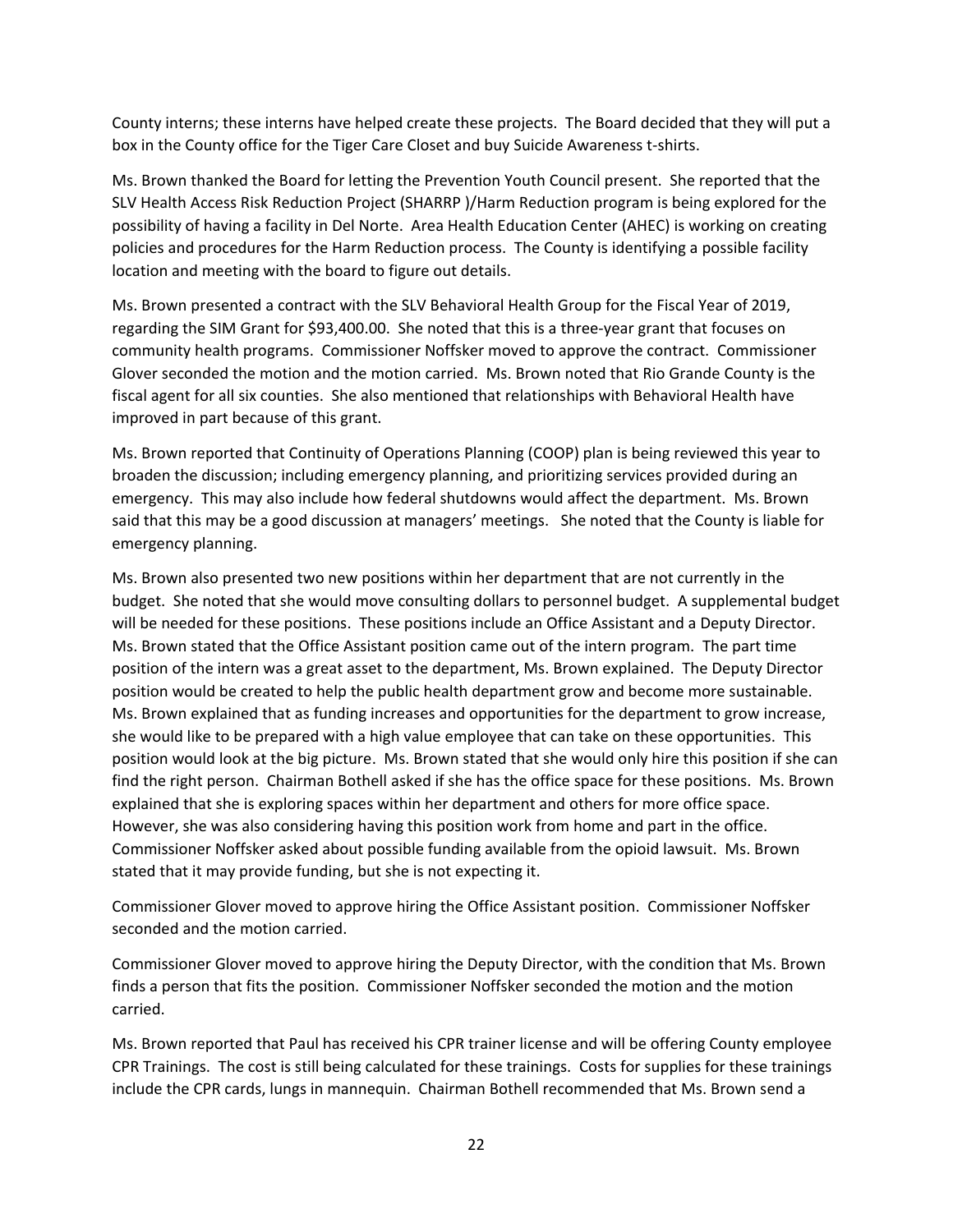County interns; these interns have helped create these projects. The Board decided that they will put a box in the County office for the Tiger Care Closet and buy Suicide Awareness t-shirts.

Ms. Brown thanked the Board for letting the Prevention Youth Council present. She reported that the SLV Health Access Risk Reduction Project (SHARRP )/Harm Reduction program is being explored for the possibility of having a facility in Del Norte. Area Health Education Center (AHEC) is working on creating policies and procedures for the Harm Reduction process. The County is identifying a possible facility location and meeting with the board to figure out details.

Ms. Brown presented a contract with the SLV Behavioral Health Group for the Fiscal Year of 2019, regarding the SIM Grant for $93,400.00. She noted that this is a three-year grant that focuses on community health programs. Commissioner Noffsker moved to approve the contract. Commissioner Glover seconded the motion and the motion carried. Ms. Brown noted that Rio Grande County is the fiscal agent for all six counties. She also mentioned that relationships with Behavioral Health have improved in part because of this grant.

Ms. Brown reported that Continuity of Operations Planning (COOP) plan is being reviewed this year to broaden the discussion; including emergency planning, and prioritizing services provided during an emergency. This may also include how federal shutdowns would affect the department. Ms. Brown said that this may be a good discussion at managers' meetings. She noted that the County is liable for emergency planning.

Ms. Brown also presented two new positions within her department that are not currently in the budget. She noted that she would move consulting dollars to personnel budget. A supplemental budget will be needed for these positions. These positions include an Office Assistant and a Deputy Director. Ms. Brown stated that the Office Assistant position came out of the intern program. The part time position of the intern was a great asset to the department, Ms. Brown explained. The Deputy Director position would be created to help the public health department grow and become more sustainable. Ms. Brown explained that as funding increases and opportunities for the department to grow increase, she would like to be prepared with a high value employee that can take on these opportunities. This position would look at the big picture. Ms. Brown stated that she would only hire this position if she can find the right person. Chairman Bothell asked if she has the office space for these positions. Ms. Brown explained that she is exploring spaces within her department and others for more office space. However, she was also considering having this position work from home and part in the office. Commissioner Noffsker asked about possible funding available from the opioid lawsuit. Ms. Brown stated that it may provide funding, but she is not expecting it.

Commissioner Glover moved to approve hiring the Office Assistant position. Commissioner Noffsker seconded and the motion carried.

Commissioner Glover moved to approve hiring the Deputy Director, with the condition that Ms. Brown finds a person that fits the position. Commissioner Noffsker seconded the motion and the motion carried.

Ms. Brown reported that Paul has received his CPR trainer license and will be offering County employee CPR Trainings. The cost is still being calculated for these trainings. Costs for supplies for these trainings include the CPR cards, lungs in mannequin. Chairman Bothell recommended that Ms. Brown send a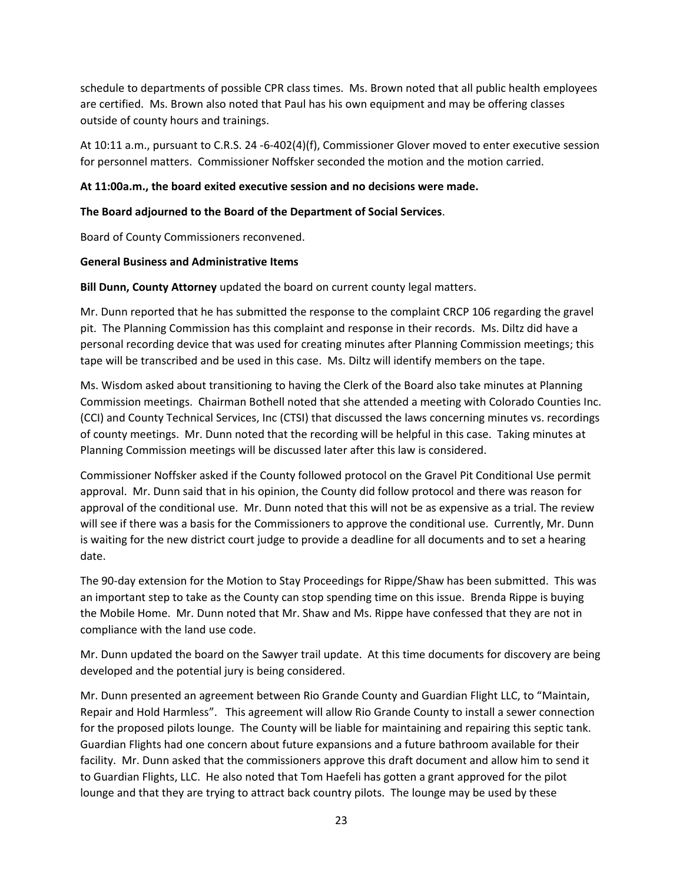schedule to departments of possible CPR class times. Ms. Brown noted that all public health employees are certified. Ms. Brown also noted that Paul has his own equipment and may be offering classes outside of county hours and trainings.

At 10:11 a.m., pursuant to C.R.S. 24 -6-402(4)(f), Commissioner Glover moved to enter executive session for personnel matters. Commissioner Noffsker seconded the motion and the motion carried.

**At 11:00a.m., the board exited executive session and no decisions were made.**

**The Board adjourned to the Board of the Department of Social Services**.

Board of County Commissioners reconvened.

**General Business and Administrative Items**

**Bill Dunn, County Attorney** updated the board on current county legal matters.

Mr. Dunn reported that he has submitted the response to the complaint CRCP 106 regarding the gravel pit. The Planning Commission has this complaint and response in their records. Ms. Diltz did have a personal recording device that was used for creating minutes after Planning Commission meetings; this tape will be transcribed and be used in this case. Ms. Diltz will identify members on the tape.

Ms. Wisdom asked about transitioning to having the Clerk of the Board also take minutes at Planning Commission meetings. Chairman Bothell noted that she attended a meeting with Colorado Counties Inc. (CCI) and County Technical Services, Inc (CTSI) that discussed the laws concerning minutes vs. recordings of county meetings. Mr. Dunn noted that the recording will be helpful in this case. Taking minutes at Planning Commission meetings will be discussed later after this law is considered.

Commissioner Noffsker asked if the County followed protocol on the Gravel Pit Conditional Use permit approval. Mr. Dunn said that in his opinion, the County did follow protocol and there was reason for approval of the conditional use. Mr. Dunn noted that this will not be as expensive as a trial. The review will see if there was a basis for the Commissioners to approve the conditional use. Currently, Mr. Dunn is waiting for the new district court judge to provide a deadline for all documents and to set a hearing date.

The 90-day extension for the Motion to Stay Proceedings for Rippe/Shaw has been submitted. This was an important step to take as the County can stop spending time on this issue. Brenda Rippe is buying the Mobile Home. Mr. Dunn noted that Mr. Shaw and Ms. Rippe have confessed that they are not in compliance with the land use code.

Mr. Dunn updated the board on the Sawyer trail update. At this time documents for discovery are being developed and the potential jury is being considered.

Mr. Dunn presented an agreement between Rio Grande County and Guardian Flight LLC, to "Maintain, Repair and Hold Harmless". This agreement will allow Rio Grande County to install a sewer connection for the proposed pilots lounge. The County will be liable for maintaining and repairing this septic tank. Guardian Flights had one concern about future expansions and a future bathroom available for their facility. Mr. Dunn asked that the commissioners approve this draft document and allow him to send it to Guardian Flights, LLC. He also noted that Tom Haefeli has gotten a grant approved for the pilot lounge and that they are trying to attract back country pilots. The lounge may be used by these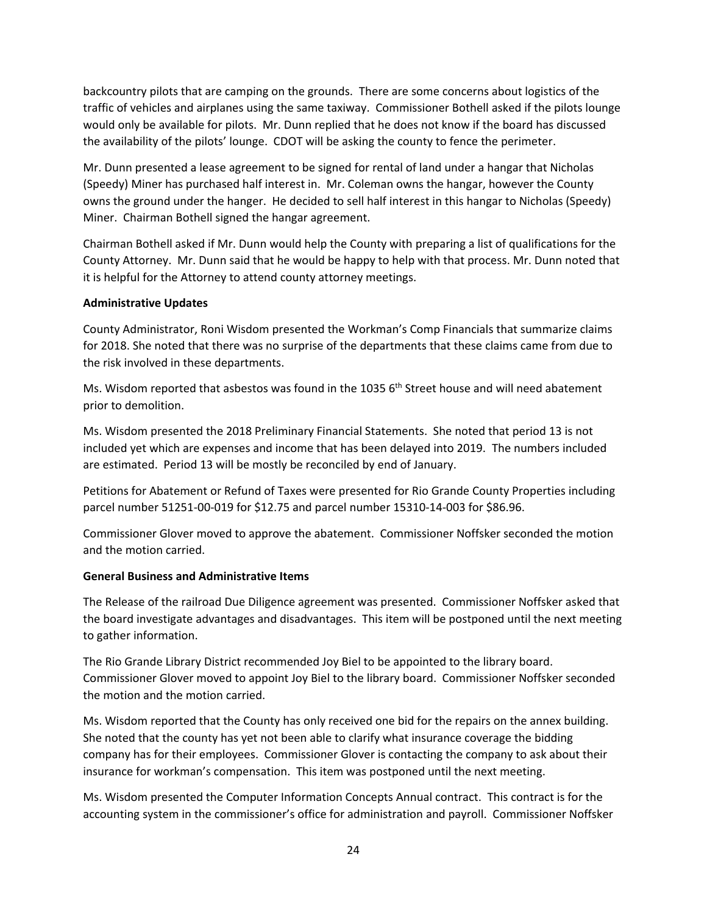backcountry pilots that are camping on the grounds. There are some concerns about logistics of the traffic of vehicles and airplanes using the same taxiway. Commissioner Bothell asked if the pilots lounge would only be available for pilots. Mr. Dunn replied that he does not know if the board has discussed the availability of the pilots' lounge. CDOT will be asking the county to fence the perimeter.

Mr. Dunn presented a lease agreement to be signed for rental of land under a hangar that Nicholas (Speedy) Miner has purchased half interest in. Mr. Coleman owns the hangar, however the County owns the ground under the hanger. He decided to sell half interest in this hangar to Nicholas (Speedy) Miner. Chairman Bothell signed the hangar agreement.

Chairman Bothell asked if Mr. Dunn would help the County with preparing a list of qualifications for the County Attorney. Mr. Dunn said that he would be happy to help with that process. Mr. Dunn noted that it is helpful for the Attorney to attend county attorney meetings.

**Administrative Updates**

County Administrator, Roni Wisdom presented the Workman's Comp Financials that summarize claims for 2018. She noted that there was no surprise of the departments that these claims came from due to the risk involved in these departments.

Ms. Wisdom reported that asbestos was found in the 1035 6th Street house and will need abatement prior to demolition.

Ms. Wisdom presented the 2018 Preliminary Financial Statements. She noted that period 13 is not included yet which are expenses and income that has been delayed into 2019. The numbers included are estimated. Period 13 will be mostly be reconciled by end of January.

Petitions for Abatement or Refund of Taxes were presented for Rio Grande County Properties including parcel number 51251-00-019 for $12.75 and parcel number 15310-14-003 for $86.96.

Commissioner Glover moved to approve the abatement. Commissioner Noffsker seconded the motion and the motion carried.

**General Business and Administrative Items**

The Release of the railroad Due Diligence agreement was presented. Commissioner Noffsker asked that the board investigate advantages and disadvantages. This item will be postponed until the next meeting to gather information.

The Rio Grande Library District recommended Joy Biel to be appointed to the library board. Commissioner Glover moved to appoint Joy Biel to the library board. Commissioner Noffsker seconded the motion and the motion carried.

Ms. Wisdom reported that the County has only received one bid for the repairs on the annex building. She noted that the county has yet not been able to clarify what insurance coverage the bidding company has for their employees. Commissioner Glover is contacting the company to ask about their insurance for workman's compensation. This item was postponed until the next meeting.

Ms. Wisdom presented the Computer Information Concepts Annual contract. This contract is for the accounting system in the commissioner's office for administration and payroll. Commissioner Noffsker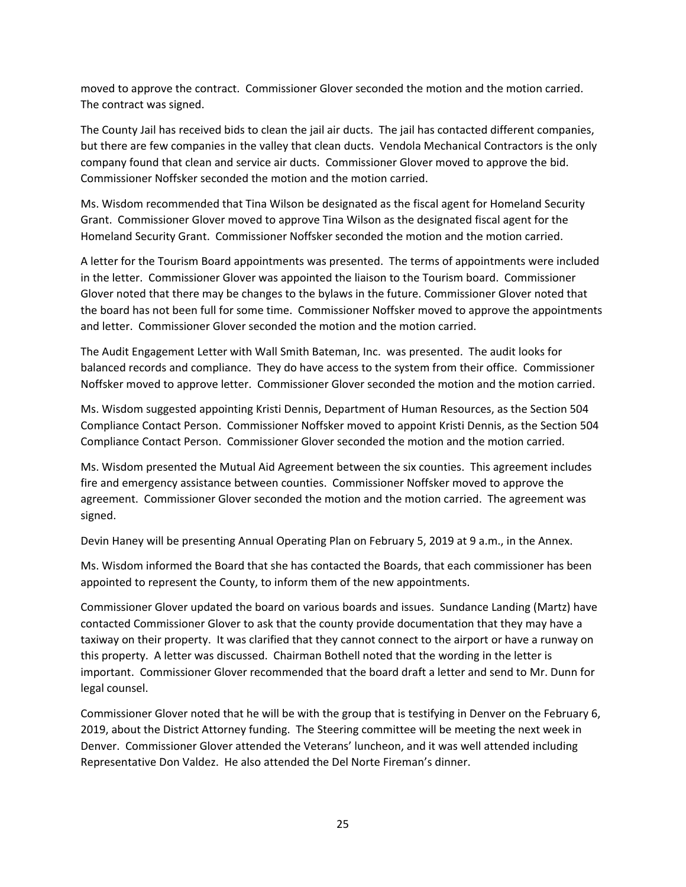moved to approve the contract. Commissioner Glover seconded the motion and the motion carried. The contract was signed.

The County Jail has received bids to clean the jail air ducts. The jail has contacted different companies, but there are few companies in the valley that clean ducts. Vendola Mechanical Contractors is the only company found that clean and service air ducts. Commissioner Glover moved to approve the bid. Commissioner Noffsker seconded the motion and the motion carried.

Ms. Wisdom recommended that Tina Wilson be designated as the fiscal agent for Homeland Security Grant. Commissioner Glover moved to approve Tina Wilson as the designated fiscal agent for the Homeland Security Grant. Commissioner Noffsker seconded the motion and the motion carried.

A letter for the Tourism Board appointments was presented. The terms of appointments were included in the letter. Commissioner Glover was appointed the liaison to the Tourism board. Commissioner Glover noted that there may be changes to the bylaws in the future. Commissioner Glover noted that the board has not been full for some time. Commissioner Noffsker moved to approve the appointments and letter. Commissioner Glover seconded the motion and the motion carried.

The Audit Engagement Letter with Wall Smith Bateman, Inc. was presented. The audit looks for balanced records and compliance. They do have access to the system from their office. Commissioner Noffsker moved to approve letter. Commissioner Glover seconded the motion and the motion carried.

Ms. Wisdom suggested appointing Kristi Dennis, Department of Human Resources, as the Section 504 Compliance Contact Person. Commissioner Noffsker moved to appoint Kristi Dennis, as the Section 504 Compliance Contact Person. Commissioner Glover seconded the motion and the motion carried.

Ms. Wisdom presented the Mutual Aid Agreement between the six counties. This agreement includes fire and emergency assistance between counties. Commissioner Noffsker moved to approve the agreement. Commissioner Glover seconded the motion and the motion carried. The agreement was signed.

Devin Haney will be presenting Annual Operating Plan on February 5, 2019 at 9 a.m., in the Annex.

Ms. Wisdom informed the Board that she has contacted the Boards, that each commissioner has been appointed to represent the County, to inform them of the new appointments.

Commissioner Glover updated the board on various boards and issues. Sundance Landing (Martz) have contacted Commissioner Glover to ask that the county provide documentation that they may have a taxiway on their property. It was clarified that they cannot connect to the airport or have a runway on this property. A letter was discussed. Chairman Bothell noted that the wording in the letter is important. Commissioner Glover recommended that the board draft a letter and send to Mr. Dunn for legal counsel.

Commissioner Glover noted that he will be with the group that is testifying in Denver on the February 6, 2019, about the District Attorney funding. The Steering committee will be meeting the next week in Denver. Commissioner Glover attended the Veterans' luncheon, and it was well attended including Representative Don Valdez. He also attended the Del Norte Fireman's dinner.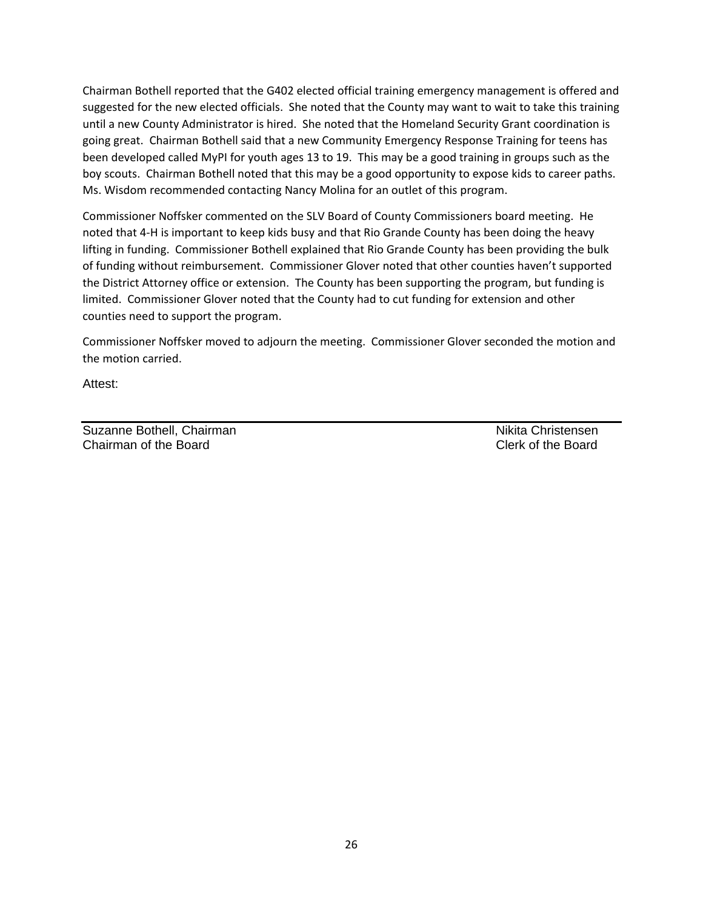Chairman Bothell reported that the G402 elected official training emergency management is offered and suggested for the new elected officials. She noted that the County may want to wait to take this training until a new County Administrator is hired. She noted that the Homeland Security Grant coordination is going great. Chairman Bothell said that a new Community Emergency Response Training for teens has been developed called MyPI for youth ages 13 to 19. This may be a good training in groups such as the boy scouts. Chairman Bothell noted that this may be a good opportunity to expose kids to career paths. Ms. Wisdom recommended contacting Nancy Molina for an outlet of this program.

Commissioner Noffsker commented on the SLV Board of County Commissioners board meeting. He noted that 4-H is important to keep kids busy and that Rio Grande County has been doing the heavy lifting in funding. Commissioner Bothell explained that Rio Grande County has been providing the bulk of funding without reimbursement. Commissioner Glover noted that other counties haven't supported the District Attorney office or extension. The County has been supporting the program, but funding is limited. Commissioner Glover noted that the County had to cut funding for extension and other counties need to support the program.

Commissioner Noffsker moved to adjourn the meeting. Commissioner Glover seconded the motion and the motion carried.

Attest:

Suzanne Bothell, Chairman
Chairman of the Board

Nikita Christensen
Clerk of the Board